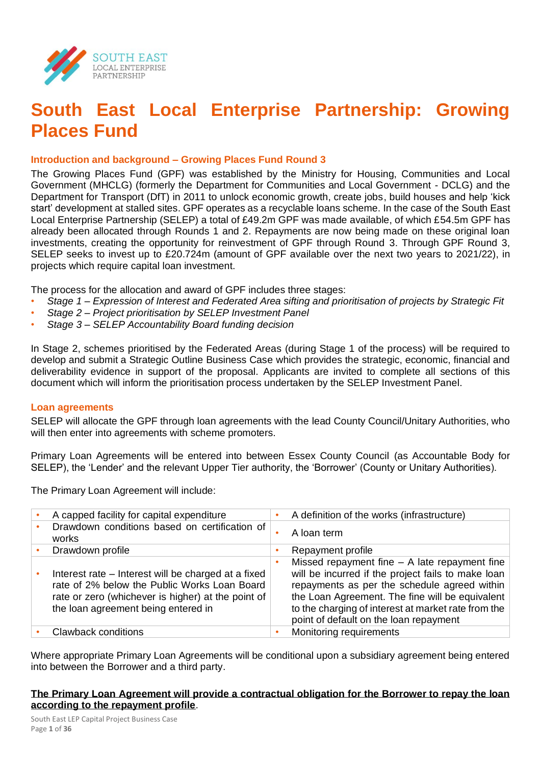# South East Local Enterprise Partnership: Growing Places Fund

## Introduction and background – Growing Places Fund Round 3

The Growing Places Fund (GPF) was established by the Ministry for Housing, Communities and Local Government (MHCLG) (formerly the Department for Communities and Local Government - DCLG) and the Department for Transport (DfT) in 2011 to unlock economic growth, create jobs, build houses and help 'kick start' development at stalled sites. GPF operates as a recyclable loans scheme. In the case of the South East Local Enterprise Partnership (SELEP) a total of £49.2m GPF was made available, of which £54.5m GPF has already been allocated through Rounds 1 and 2. Repayments are now being made on these original loan investments, creating the opportunity for reinvestment of GPF through Round 3. Through GPF Round 3, SELEP seeks to invest up to £20.724m (amount of GPF available over the next two years to 2021/22), in projects which require capital loan investment.

The process for the allocation and award of GPF includes three stages:

- *Stage 1 – Expression of Interest and Federated Area sifting and prioritisation of projects by Strategic Fit*
- *Stage 2 – Project prioritisation by SELEP Investment Panel*
- *Stage 3 – SELEP Accountability Board funding decision*

In Stage 2, schemes prioritised by the Federated Areas (during Stage 1 of the process) will be required to develop and submit a Strategic Outline Business Case which provides the strategic, economic, financial and deliverability evidence in support of the proposal. Applicants are invited to complete all sections of this document which will inform the prioritisation process undertaken by the SELEP Investment Panel.

## Loan agreements

SELEP will allocate the GPF through loan agreements with the lead County Council/Unitary Authorities, who will then enter into agreements with scheme promoters.

Primary Loan Agreements will be entered into between Essex County Council (as Accountable Body for SELEP), the 'Lender' and the relevant Upper Tier authority, the 'Borrower' (County or Unitary Authorities).

The Primary Loan Agreement will include:

| | |
|---|---|
| • A capped facility for capital expenditure | • A definition of the works (infrastructure) |
| • Drawdown conditions based on certification of works | • A loan term |
| • Drawdown profile | • Repayment profile |
| • Interest rate – Interest will be charged at a fixed rate of 2% below the Public Works Loan Board rate or zero (whichever is higher) at the point of the loan agreement being entered in | • Missed repayment fine – A late repayment fine will be incurred if the project fails to make loan repayments as per the schedule agreed within the Loan Agreement. The fine will be equivalent to the charging of interest at market rate from the point of default on the loan repayment |
| • Clawback conditions | • Monitoring requirements |

Where appropriate Primary Loan Agreements will be conditional upon a subsidiary agreement being entered into between the Borrower and a third party.

**The Primary Loan Agreement will provide a contractual obligation for the Borrower to repay the loan according to the repayment profile**.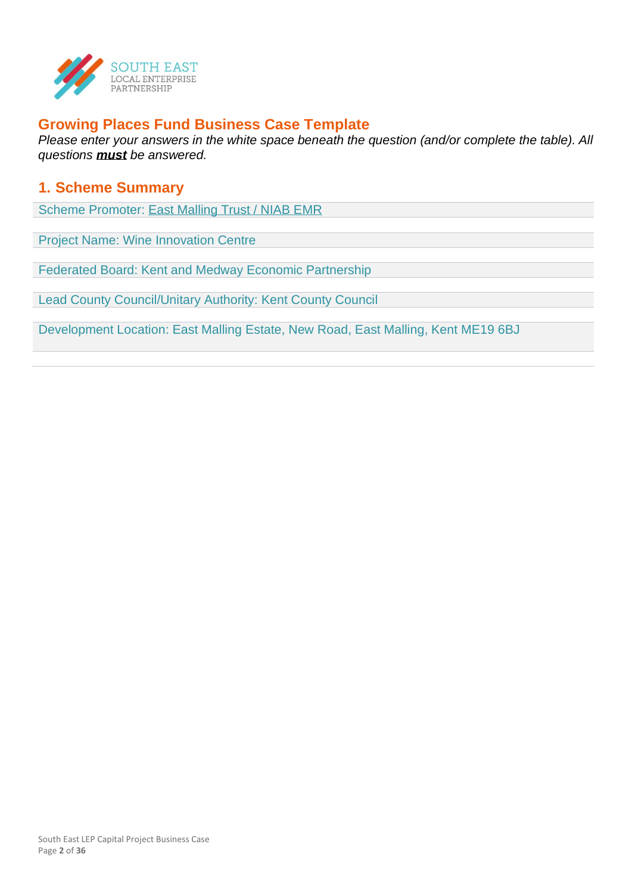## Growing Places Fund Business Case Template

*Please enter your answers in the white space beneath the question (and/or complete the table). All questions **must** be answered.*

## 1. Scheme Summary

Scheme Promoter: East Malling Trust / NIAB EMR

Project Name: Wine Innovation Centre

Federated Board: Kent and Medway Economic Partnership

Lead County Council/Unitary Authority: Kent County Council

Development Location: East Malling Estate, New Road, East Malling, Kent ME19 6BJ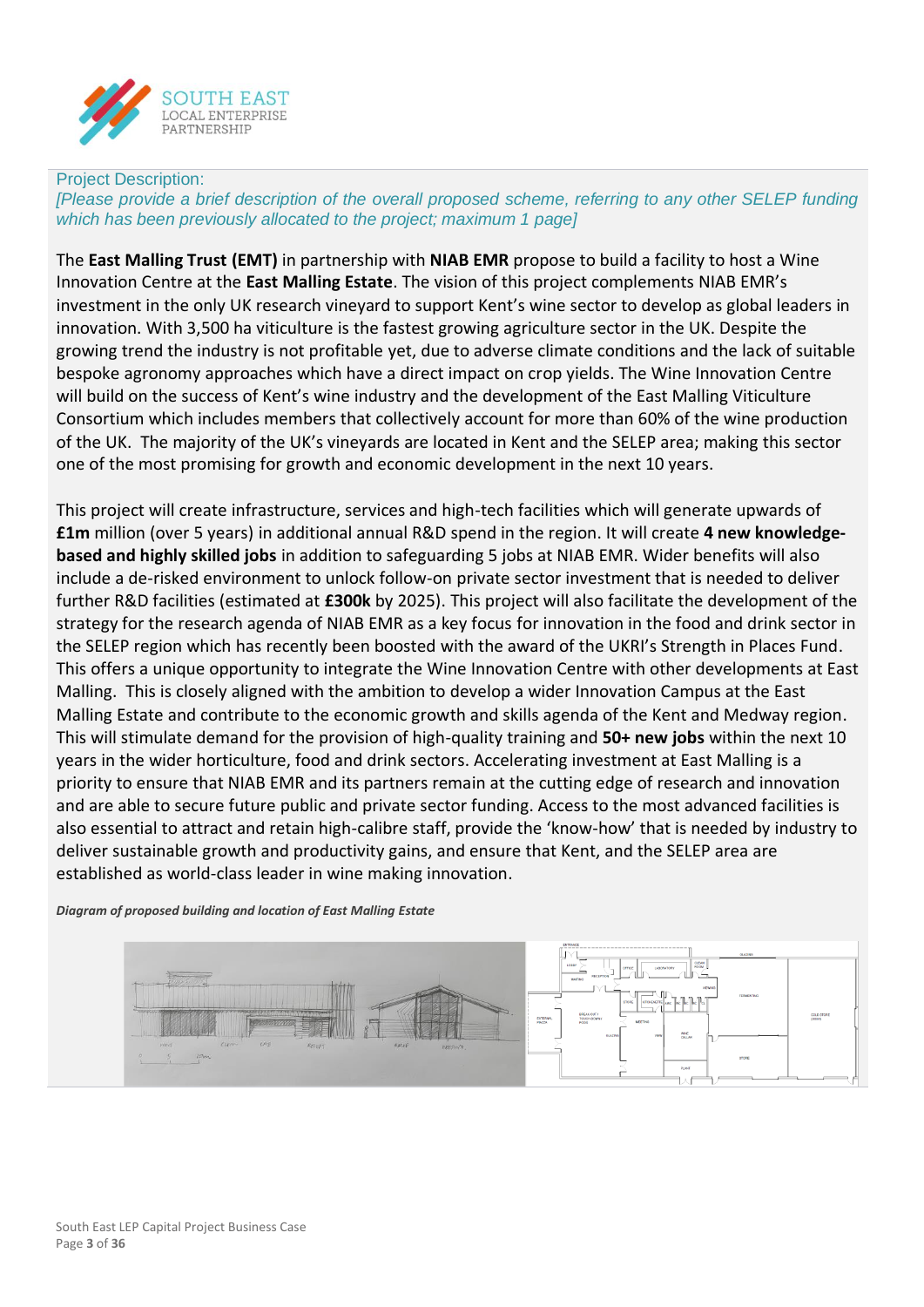Project Description:

*[Please provide a brief description of the overall proposed scheme, referring to any other SELEP funding which has been previously allocated to the project; maximum 1 page]*

The **East Malling Trust (EMT)** in partnership with **NIAB EMR** propose to build a facility to host a Wine Innovation Centre at the **East Malling Estate**. The vision of this project complements NIAB EMR's investment in the only UK research vineyard to support Kent's wine sector to develop as global leaders in innovation. With 3,500 ha viticulture is the fastest growing agriculture sector in the UK. Despite the growing trend the industry is not profitable yet, due to adverse climate conditions and the lack of suitable bespoke agronomy approaches which have a direct impact on crop yields. The Wine Innovation Centre will build on the success of Kent's wine industry and the development of the East Malling Viticulture Consortium which includes members that collectively account for more than 60% of the wine production of the UK. The majority of the UK's vineyards are located in Kent and the SELEP area; making this sector one of the most promising for growth and economic development in the next 10 years.

This project will create infrastructure, services and high-tech facilities which will generate upwards of **£1m** million (over 5 years) in additional annual R&D spend in the region. It will create **4 new knowledge-based and highly skilled jobs** in addition to safeguarding 5 jobs at NIAB EMR. Wider benefits will also include a de-risked environment to unlock follow-on private sector investment that is needed to deliver further R&D facilities (estimated at **£300k** by 2025). This project will also facilitate the development of the strategy for the research agenda of NIAB EMR as a key focus for innovation in the food and drink sector in the SELEP region which has recently been boosted with the award of the UKRI's Strength in Places Fund. This offers a unique opportunity to integrate the Wine Innovation Centre with other developments at East Malling. This is closely aligned with the ambition to develop a wider Innovation Campus at the East Malling Estate and contribute to the economic growth and skills agenda of the Kent and Medway region. This will stimulate demand for the provision of high-quality training and **50+ new jobs** within the next 10 years in the wider horticulture, food and drink sectors. Accelerating investment at East Malling is a priority to ensure that NIAB EMR and its partners remain at the cutting edge of research and innovation and are able to secure future public and private sector funding. Access to the most advanced facilities is also essential to attract and retain high-calibre staff, provide the 'know-how' that is needed by industry to deliver sustainable growth and productivity gains, and ensure that Kent, and the SELEP area are established as world-class leader in wine making innovation.

***Diagram of proposed building and location of East Malling Estate***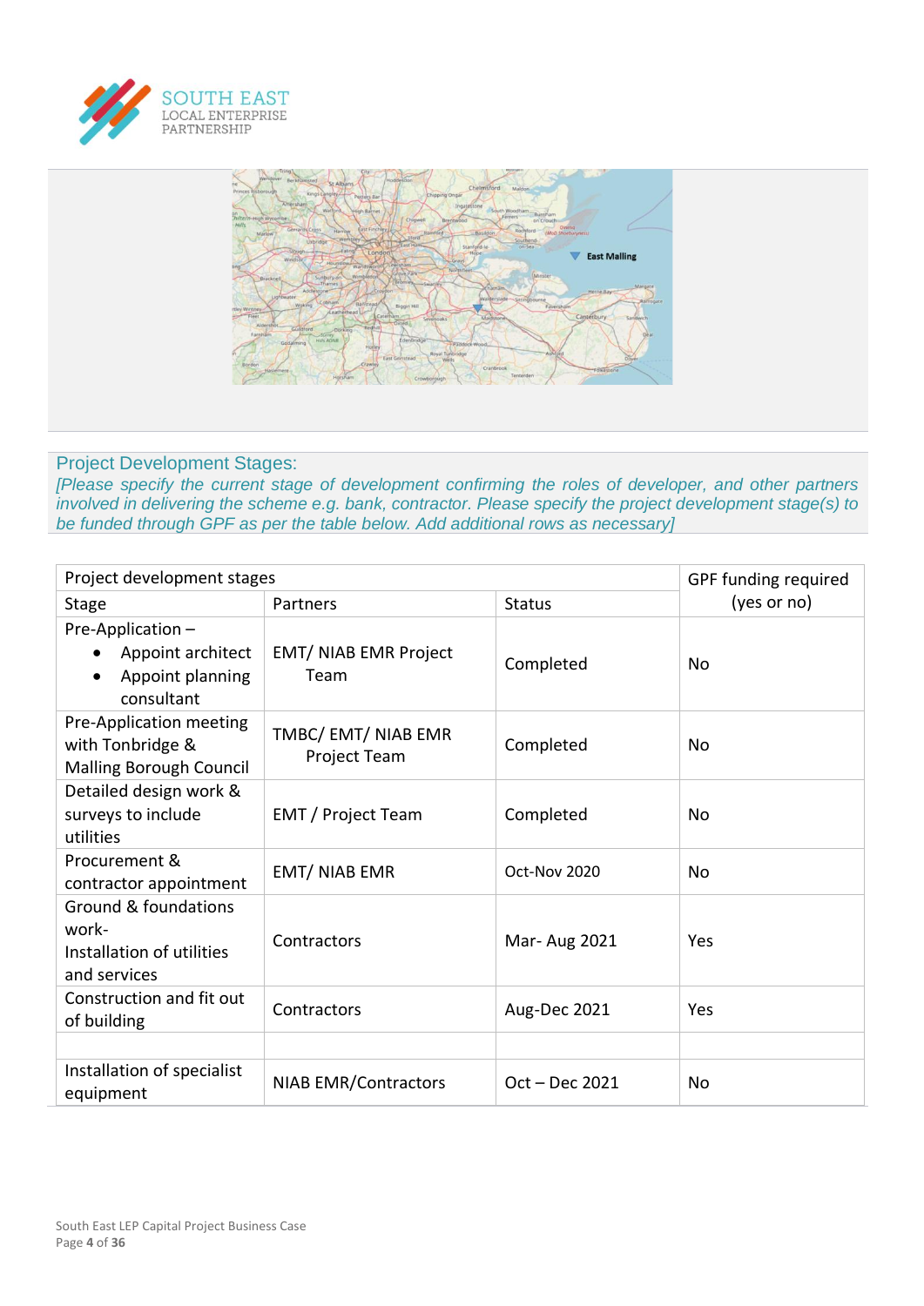## Project Development Stages:

*[Please specify the current stage of development confirming the roles of developer, and other partners involved in delivering the scheme e.g. bank, contractor. Please specify the project development stage(s) to be funded through GPF as per the table below. Add additional rows as necessary]*

| Project development stages | | | GPF funding required (yes or no) |
|---|---|---|---|
| Stage | Partners | Status | |
| Pre-Application – <br>• Appoint architect <br>• Appoint planning consultant | EMT/ NIAB EMR Project Team | Completed | No |
| Pre-Application meeting with Tonbridge & Malling Borough Council | TMBC/ EMT/ NIAB EMR Project Team | Completed | No |
| Detailed design work & surveys to include utilities | EMT / Project Team | Completed | No |
| Procurement & contractor appointment | EMT/ NIAB EMR | Oct-Nov 2020 | No |
| Ground & foundations work- <br>Installation of utilities and services | Contractors | Mar- Aug 2021 | Yes |
| Construction and fit out of building | Contractors | Aug-Dec 2021 | Yes |
| | | | |
| Installation of specialist equipment | NIAB EMR/Contractors | Oct – Dec 2021 | No |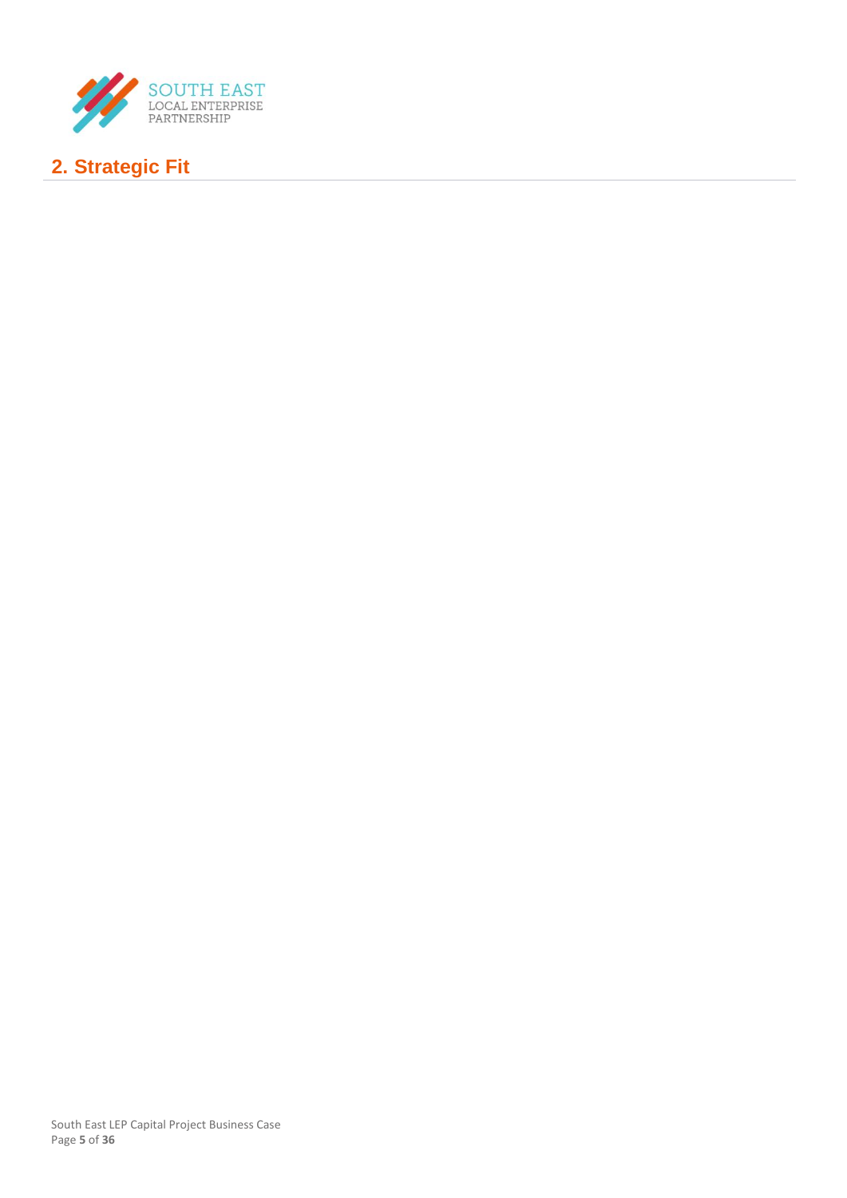## 2. Strategic Fit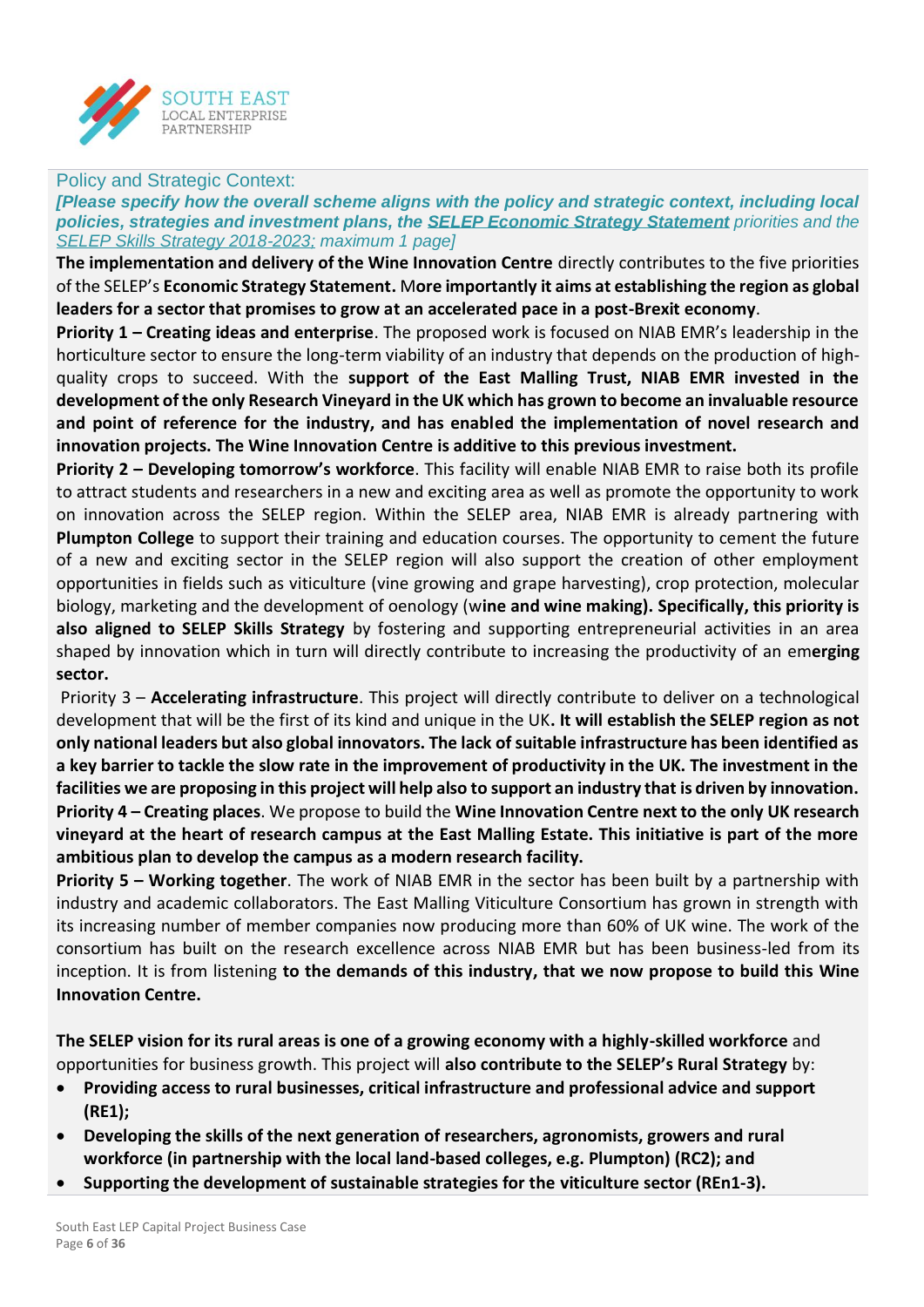## Policy and Strategic Context:

***[Please specify how the overall scheme aligns with the policy and strategic context, including local policies, strategies and investment plans, the SELEP Economic Strategy Statement** priorities and the SELEP Skills Strategy 2018-2023; maximum 1 page]*

**The implementation and delivery of the Wine Innovation Centre** directly contributes to the five priorities of the SELEP's **Economic Strategy Statement.** M**ore importantly it aims at establishing the region as global leaders for a sector that promises to grow at an accelerated pace in a post-Brexit economy**.

**Priority 1 – Creating ideas and enterprise**. The proposed work is focused on NIAB EMR's leadership in the horticulture sector to ensure the long-term viability of an industry that depends on the production of high-quality crops to succeed. With the **support of the East Malling Trust, NIAB EMR invested in the development of the only Research Vineyard in the UK which has grown to become an invaluable resource and point of reference for the industry, and has enabled the implementation of novel research and innovation projects. The Wine Innovation Centre is additive to this previous investment.**

**Priority 2 – Developing tomorrow's workforce**. This facility will enable NIAB EMR to raise both its profile to attract students and researchers in a new and exciting area as well as promote the opportunity to work on innovation across the SELEP region. Within the SELEP area, NIAB EMR is already partnering with **Plumpton College** to support their training and education courses. The opportunity to cement the future of a new and exciting sector in the SELEP region will also support the creation of other employment opportunities in fields such as viticulture (vine growing and grape harvesting), crop protection, molecular biology, marketing and the development of oenology (w**ine and wine making). Specifically, this priority is also aligned to SELEP Skills Strategy** by fostering and supporting entrepreneurial activities in an area shaped by innovation which in turn will directly contribute to increasing the productivity of an em**erging sector.**

Priority 3 – **Accelerating infrastructure**. This project will directly contribute to deliver on a technological development that will be the first of its kind and unique in the UK**. It will establish the SELEP region as not only national leaders but also global innovators. The lack of suitable infrastructure has been identified as a key barrier to tackle the slow rate in the improvement of productivity in the UK. The investment in the facilities we are proposing in this project will help also to support an industry that is driven by innovation.**

**Priority 4 – Creating places**. We propose to build the **Wine Innovation Centre next to the only UK research vineyard at the heart of research campus at the East Malling Estate. This initiative is part of the more ambitious plan to develop the campus as a modern research facility.**

**Priority 5 – Working together**. The work of NIAB EMR in the sector has been built by a partnership with industry and academic collaborators. The East Malling Viticulture Consortium has grown in strength with its increasing number of member companies now producing more than 60% of UK wine. The work of the consortium has built on the research excellence across NIAB EMR but has been business-led from its inception. It is from listening **to the demands of this industry, that we now propose to build this Wine Innovation Centre.**

**The SELEP vision for its rural areas is one of a growing economy with a highly-skilled workforce** and opportunities for business growth. This project will **also contribute to the SELEP's Rural Strategy** by:

- **Providing access to rural businesses, critical infrastructure and professional advice and support (RE1);**
- **Developing the skills of the next generation of researchers, agronomists, growers and rural workforce (in partnership with the local land-based colleges, e.g. Plumpton) (RC2); and**
- **Supporting the development of sustainable strategies for the viticulture sector (REn1-3).**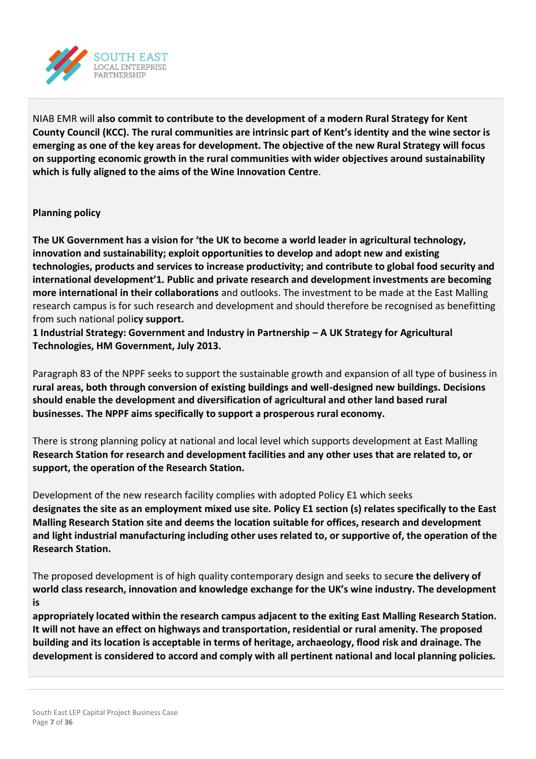NIAB EMR will **also commit to contribute to the development of a modern Rural Strategy for Kent County Council (KCC). The rural communities are intrinsic part of Kent's identity and the wine sector is emerging as one of the key areas for development. The objective of the new Rural Strategy will focus on supporting economic growth in the rural communities with wider objectives around sustainability which is fully aligned to the aims of the Wine Innovation Centre**.

**Planning policy**

**The UK Government has a vision for 'the UK to become a world leader in agricultural technology, innovation and sustainability; exploit opportunities to develop and adopt new and existing technologies, products and services to increase productivity; and contribute to global food security and international development'1. Public and private research and development investments are becoming more international in their collaborations** and outlooks. The investment to be made at the East Malling research campus is for such research and development and should therefore be recognised as benefitting from such national poli**cy support.**

**1 Industrial Strategy: Government and Industry in Partnership – A UK Strategy for Agricultural Technologies, HM Government, July 2013.**

Paragraph 83 of the NPPF seeks to support the sustainable growth and expansion of all type of business in **rural areas, both through conversion of existing buildings and well-designed new buildings. Decisions should enable the development and diversification of agricultural and other land based rural businesses. The NPPF aims specifically to support a prosperous rural economy.**

There is strong planning policy at national and local level which supports development at East Malling **Research Station for research and development facilities and any other uses that are related to, or support, the operation of the Research Station.**

Development of the new research facility complies with adopted Policy E1 which seeks **designates the site as an employment mixed use site. Policy E1 section (s) relates specifically to the East Malling Research Station site and deems the location suitable for offices, research and development and light industrial manufacturing including other uses related to, or supportive of, the operation of the Research Station.**

The proposed development is of high quality contemporary design and seeks to secu**re the delivery of world class research, innovation and knowledge exchange for the UK's wine industry. The development is**

**appropriately located within the research campus adjacent to the exiting East Malling Research Station. It will not have an effect on highways and transportation, residential or rural amenity. The proposed building and its location is acceptable in terms of heritage, archaeology, flood risk and drainage. The development is considered to accord and comply with all pertinent national and local planning policies.**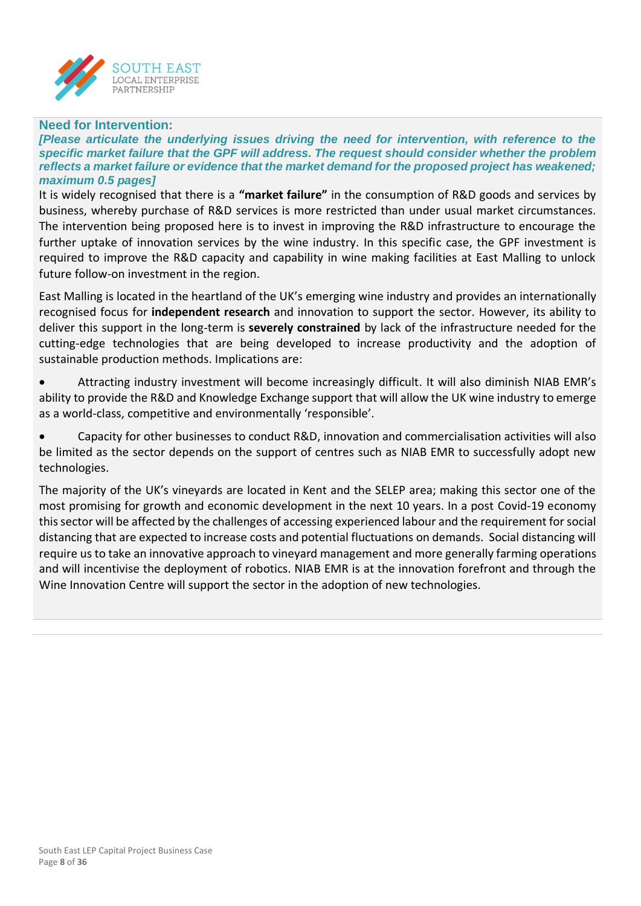### Need for Intervention:

***[Please articulate the underlying issues driving the need for intervention, with reference to the specific market failure that the GPF will address. The request should consider whether the problem reflects a market failure or evidence that the market demand for the proposed project has weakened; maximum 0.5 pages]***

It is widely recognised that there is a **"market failure"** in the consumption of R&D goods and services by business, whereby purchase of R&D services is more restricted than under usual market circumstances. The intervention being proposed here is to invest in improving the R&D infrastructure to encourage the further uptake of innovation services by the wine industry. In this specific case, the GPF investment is required to improve the R&D capacity and capability in wine making facilities at East Malling to unlock future follow-on investment in the region.

East Malling is located in the heartland of the UK's emerging wine industry and provides an internationally recognised focus for **independent research** and innovation to support the sector. However, its ability to deliver this support in the long-term is **severely constrained** by lack of the infrastructure needed for the cutting-edge technologies that are being developed to increase productivity and the adoption of sustainable production methods. Implications are:

- Attracting industry investment will become increasingly difficult. It will also diminish NIAB EMR's ability to provide the R&D and Knowledge Exchange support that will allow the UK wine industry to emerge as a world-class, competitive and environmentally 'responsible'.
- Capacity for other businesses to conduct R&D, innovation and commercialisation activities will also be limited as the sector depends on the support of centres such as NIAB EMR to successfully adopt new technologies.

The majority of the UK's vineyards are located in Kent and the SELEP area; making this sector one of the most promising for growth and economic development in the next 10 years. In a post Covid-19 economy this sector will be affected by the challenges of accessing experienced labour and the requirement for social distancing that are expected to increase costs and potential fluctuations on demands. Social distancing will require us to take an innovative approach to vineyard management and more generally farming operations and will incentivise the deployment of robotics. NIAB EMR is at the innovation forefront and through the Wine Innovation Centre will support the sector in the adoption of new technologies.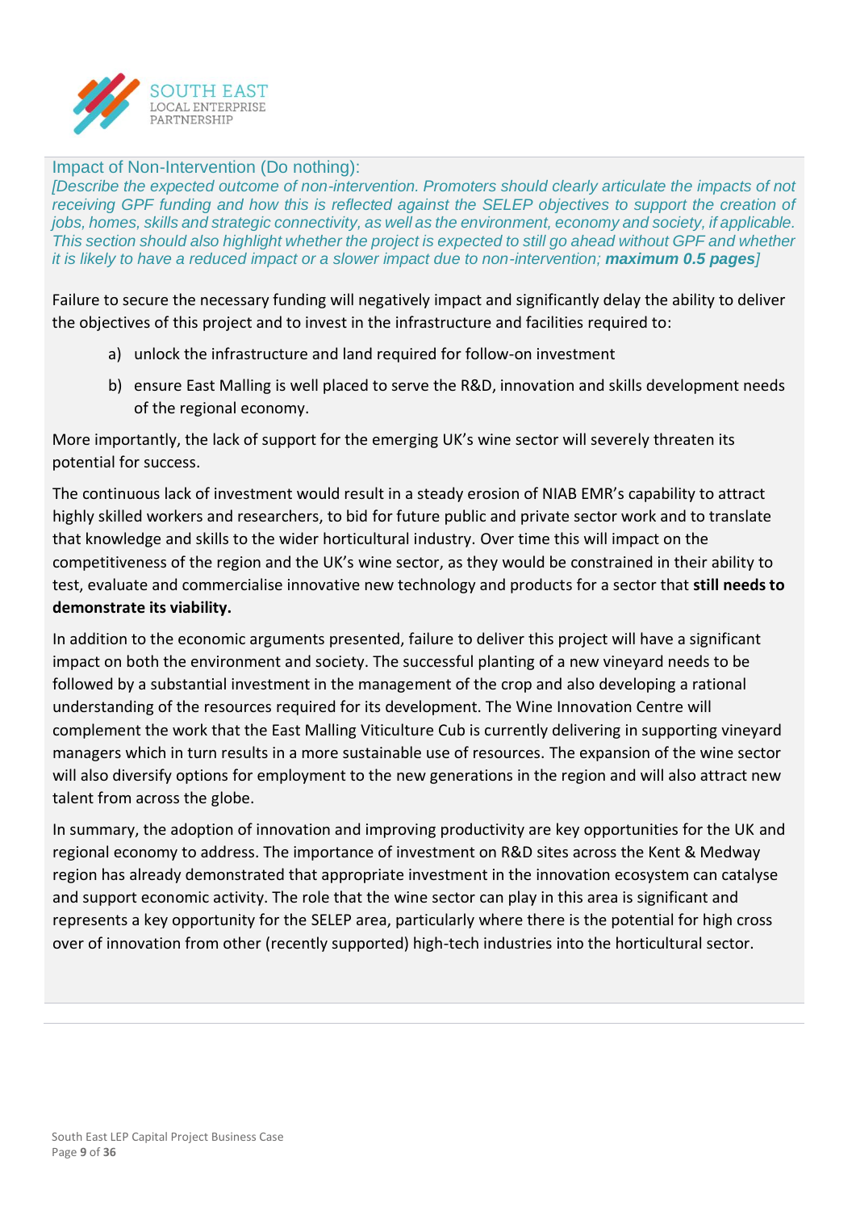### Impact of Non-Intervention (Do nothing):

*[Describe the expected outcome of non-intervention. Promoters should clearly articulate the impacts of not receiving GPF funding and how this is reflected against the SELEP objectives to support the creation of jobs, homes, skills and strategic connectivity, as well as the environment, economy and society, if applicable. This section should also highlight whether the project is expected to still go ahead without GPF and whether it is likely to have a reduced impact or a slower impact due to non-intervention;* ***maximum 0.5 pages****]*

Failure to secure the necessary funding will negatively impact and significantly delay the ability to deliver the objectives of this project and to invest in the infrastructure and facilities required to:

a) unlock the infrastructure and land required for follow-on investment

b) ensure East Malling is well placed to serve the R&D, innovation and skills development needs of the regional economy.

More importantly, the lack of support for the emerging UK's wine sector will severely threaten its potential for success.

The continuous lack of investment would result in a steady erosion of NIAB EMR's capability to attract highly skilled workers and researchers, to bid for future public and private sector work and to translate that knowledge and skills to the wider horticultural industry. Over time this will impact on the competitiveness of the region and the UK's wine sector, as they would be constrained in their ability to test, evaluate and commercialise innovative new technology and products for a sector that **still needs to demonstrate its viability.**

In addition to the economic arguments presented, failure to deliver this project will have a significant impact on both the environment and society. The successful planting of a new vineyard needs to be followed by a substantial investment in the management of the crop and also developing a rational understanding of the resources required for its development. The Wine Innovation Centre will complement the work that the East Malling Viticulture Cub is currently delivering in supporting vineyard managers which in turn results in a more sustainable use of resources. The expansion of the wine sector will also diversify options for employment to the new generations in the region and will also attract new talent from across the globe.

In summary, the adoption of innovation and improving productivity are key opportunities for the UK and regional economy to address. The importance of investment on R&D sites across the Kent & Medway region has already demonstrated that appropriate investment in the innovation ecosystem can catalyse and support economic activity. The role that the wine sector can play in this area is significant and represents a key opportunity for the SELEP area, particularly where there is the potential for high cross over of innovation from other (recently supported) high-tech industries into the horticultural sector.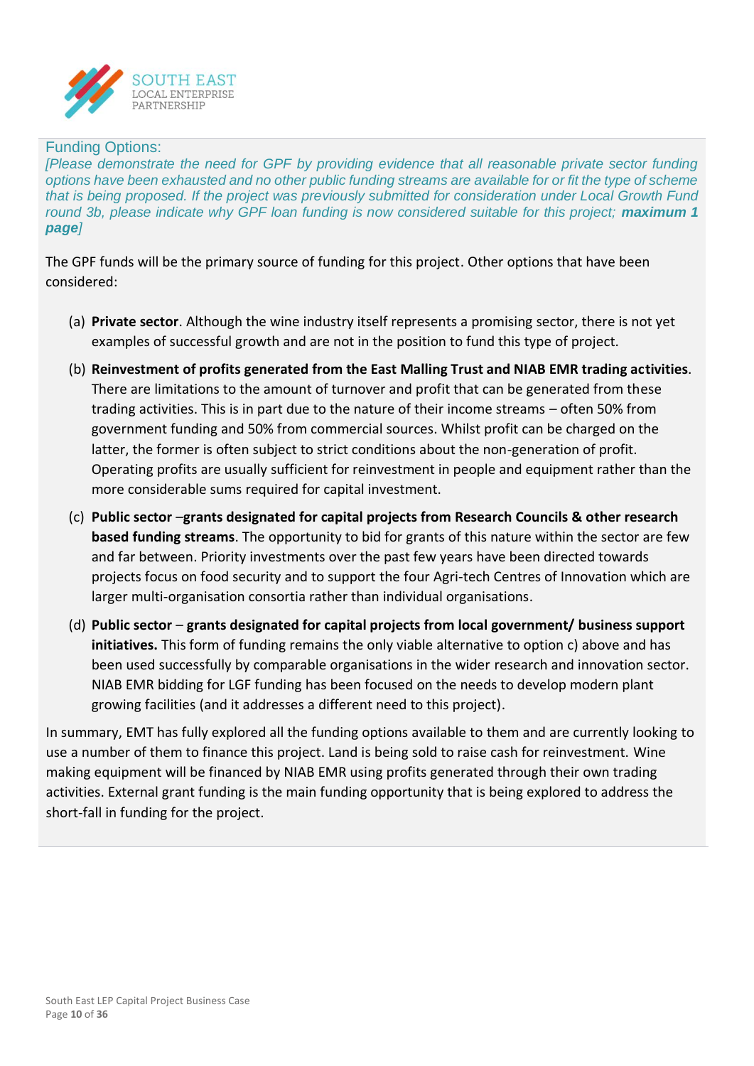Funding Options:

*[Please demonstrate the need for GPF by providing evidence that all reasonable private sector funding options have been exhausted and no other public funding streams are available for or fit the type of scheme that is being proposed. If the project was previously submitted for consideration under Local Growth Fund round 3b, please indicate why GPF loan funding is now considered suitable for this project;* ***maximum 1 page****]*

The GPF funds will be the primary source of funding for this project. Other options that have been considered:

(a) **Private sector**. Although the wine industry itself represents a promising sector, there is not yet examples of successful growth and are not in the position to fund this type of project.

(b) **Reinvestment of profits generated from the East Malling Trust and NIAB EMR trading activities**. There are limitations to the amount of turnover and profit that can be generated from these trading activities. This is in part due to the nature of their income streams – often 50% from government funding and 50% from commercial sources. Whilst profit can be charged on the latter, the former is often subject to strict conditions about the non-generation of profit. Operating profits are usually sufficient for reinvestment in people and equipment rather than the more considerable sums required for capital investment.

(c) **Public sector –grants designated for capital projects from Research Councils & other research based funding streams**. The opportunity to bid for grants of this nature within the sector are few and far between. Priority investments over the past few years have been directed towards projects focus on food security and to support the four Agri-tech Centres of Innovation which are larger multi-organisation consortia rather than individual organisations.

(d) **Public sector – grants designated for capital projects from local government/ business support initiatives.** This form of funding remains the only viable alternative to option c) above and has been used successfully by comparable organisations in the wider research and innovation sector. NIAB EMR bidding for LGF funding has been focused on the needs to develop modern plant growing facilities (and it addresses a different need to this project).

In summary, EMT has fully explored all the funding options available to them and are currently looking to use a number of them to finance this project. Land is being sold to raise cash for reinvestment. Wine making equipment will be financed by NIAB EMR using profits generated through their own trading activities. External grant funding is the main funding opportunity that is being explored to address the short-fall in funding for the project.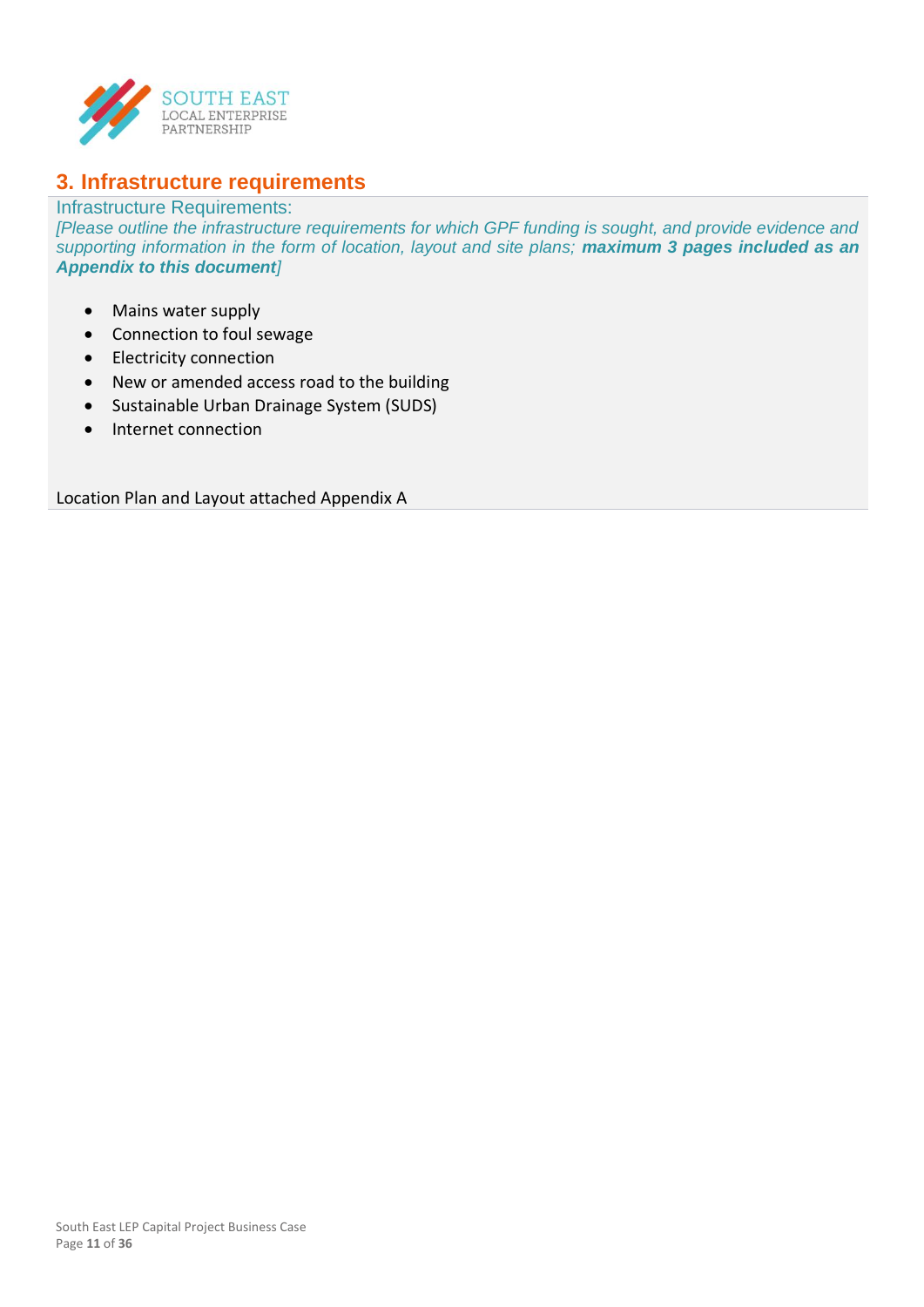## 3. Infrastructure requirements

Infrastructure Requirements:

*[Please outline the infrastructure requirements for which GPF funding is sought, and provide evidence and supporting information in the form of location, layout and site plans;* ***maximum 3 pages included as an Appendix to this document****]*

- Mains water supply
- Connection to foul sewage
- Electricity connection
- New or amended access road to the building
- Sustainable Urban Drainage System (SUDS)
- Internet connection

Location Plan and Layout attached Appendix A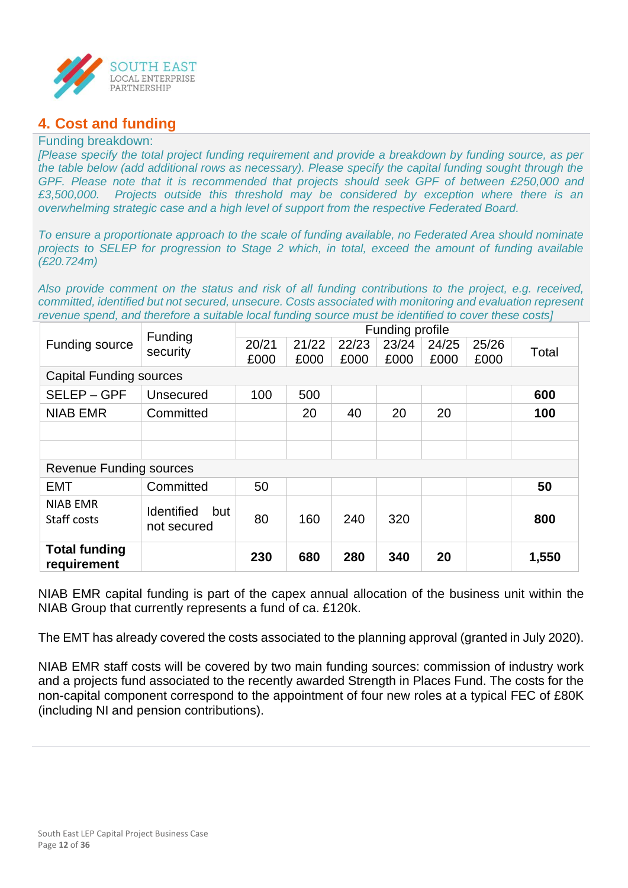## 4. Cost and funding

Funding breakdown:

*[Please specify the total project funding requirement and provide a breakdown by funding source, as per the table below (add additional rows as necessary). Please specify the capital funding sought through the GPF. Please note that it is recommended that projects should seek GPF of between £250,000 and £3,500,000. Projects outside this threshold may be considered by exception where there is an overwhelming strategic case and a high level of support from the respective Federated Board.*

*To ensure a proportionate approach to the scale of funding available, no Federated Area should nominate projects to SELEP for progression to Stage 2 which, in total, exceed the amount of funding available (£20.724m)*

*Also provide comment on the status and risk of all funding contributions to the project, e.g. received, committed, identified but not secured, unsecure. Costs associated with monitoring and evaluation represent revenue spend, and therefore a suitable local funding source must be identified to cover these costs]*

| Funding source | Funding security | Funding profile | | | | | | |
|---|---|---|---|---|---|---|---|---|
| | | 20/21 £000 | 21/22 £000 | 22/23 £000 | 23/24 £000 | 24/25 £000 | 25/26 £000 | Total |
| Capital Funding sources | | | | | | | | |
| SELEP – GPF | Unsecured | 100 | 500 | | | | | **600** |
| NIAB EMR | Committed | | 20 | 40 | 20 | 20 | | **100** |
| | | | | | | | | |
| | | | | | | | | |
| Revenue Funding sources | | | | | | | | |
| EMT | Committed | 50 | | | | | | **50** |
| NIAB EMR Staff costs | Identified but not secured | 80 | 160 | 240 | 320 | | | **800** |
| **Total funding requirement** | | **230** | **680** | **280** | **340** | **20** | | **1,550** |

NIAB EMR capital funding is part of the capex annual allocation of the business unit within the NIAB Group that currently represents a fund of ca. £120k.

The EMT has already covered the costs associated to the planning approval (granted in July 2020).

NIAB EMR staff costs will be covered by two main funding sources: commission of industry work and a projects fund associated to the recently awarded Strength in Places Fund. The costs for the non-capital component correspond to the appointment of four new roles at a typical FEC of £80K (including NI and pension contributions).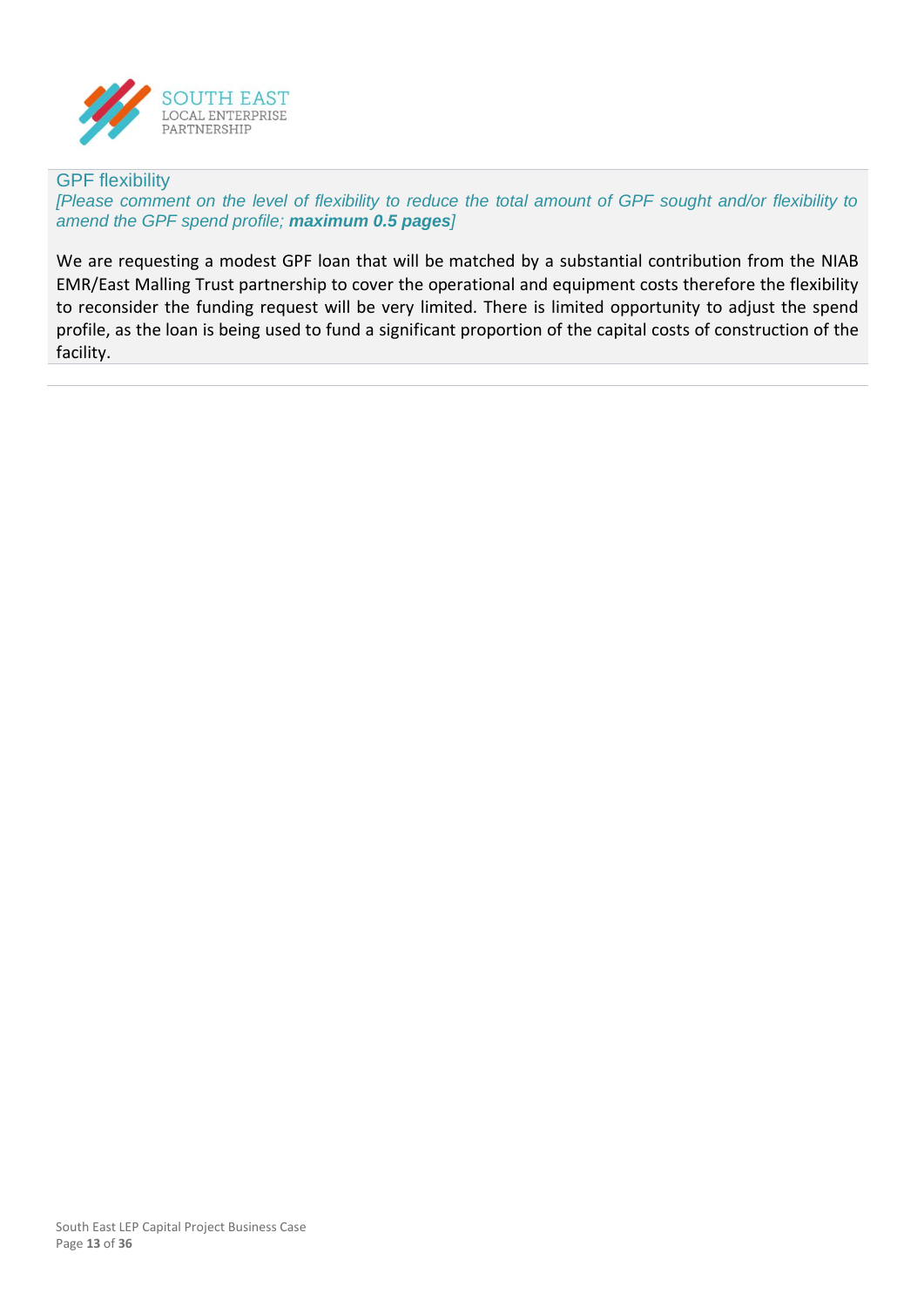## GPF flexibility

*[Please comment on the level of flexibility to reduce the total amount of GPF sought and/or flexibility to amend the GPF spend profile;* ***maximum 0.5 pages****]*

We are requesting a modest GPF loan that will be matched by a substantial contribution from the NIAB EMR/East Malling Trust partnership to cover the operational and equipment costs therefore the flexibility to reconsider the funding request will be very limited. There is limited opportunity to adjust the spend profile, as the loan is being used to fund a significant proportion of the capital costs of construction of the facility.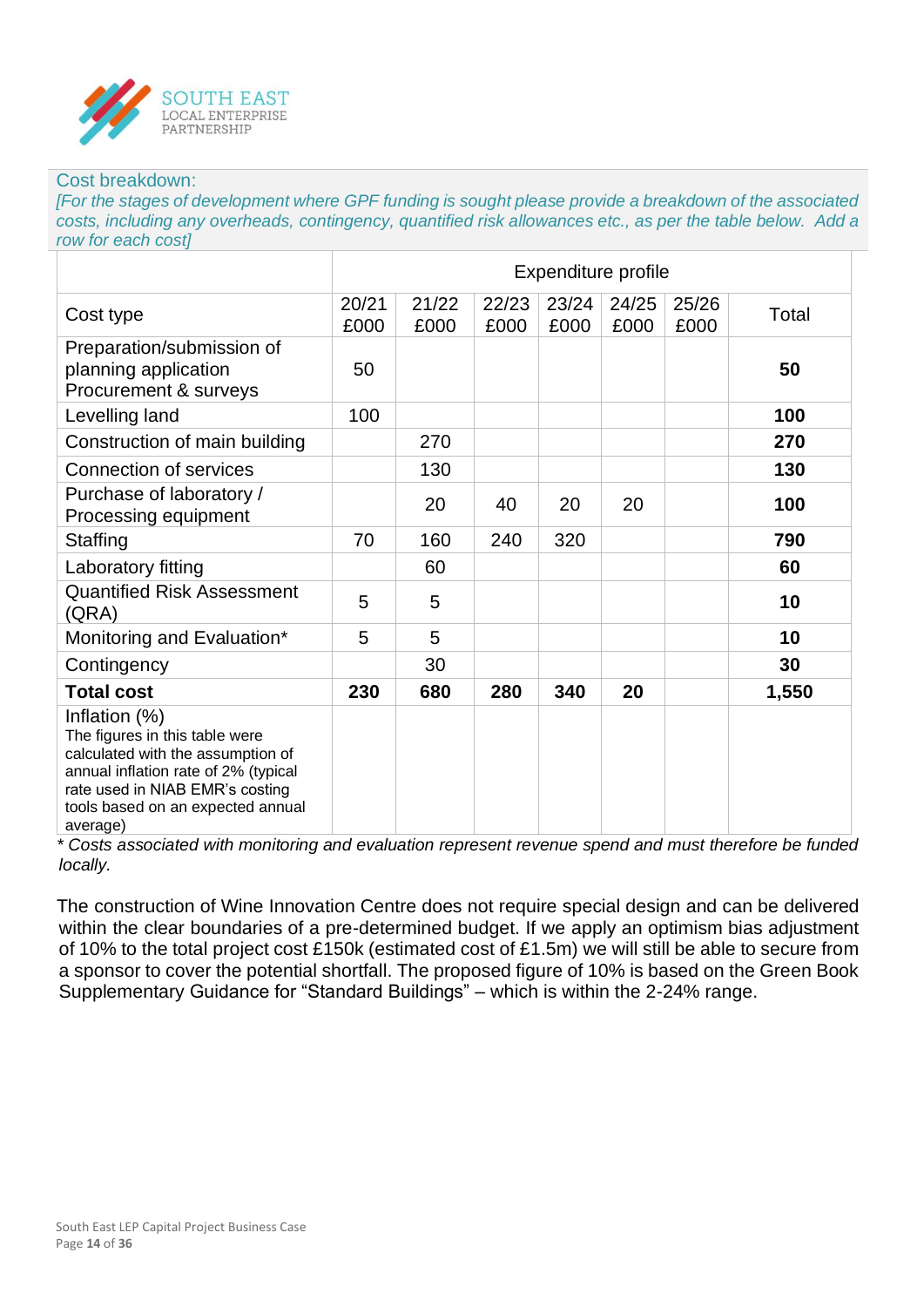Cost breakdown:

*[For the stages of development where GPF funding is sought please provide a breakdown of the associated costs, including any overheads, contingency, quantified risk allowances etc., as per the table below. Add a row for each cost]*

| | Expenditure profile | | | | | | |
|---|---|---|---|---|---|---|---|
| Cost type | 20/21 £000 | 21/22 £000 | 22/23 £000 | 23/24 £000 | 24/25 £000 | 25/26 £000 | Total |
| Preparation/submission of planning application Procurement & surveys | 50 | | | | | | **50** |
| Levelling land | 100 | | | | | | **100** |
| Construction of main building | | 270 | | | | | **270** |
| Connection of services | | 130 | | | | | **130** |
| Purchase of laboratory / Processing equipment | | 20 | 40 | 20 | 20 | | **100** |
| Staffing | 70 | 160 | 240 | 320 | | | **790** |
| Laboratory fitting | | 60 | | | | | **60** |
| Quantified Risk Assessment (QRA) | 5 | 5 | | | | | **10** |
| Monitoring and Evaluation* | 5 | 5 | | | | | **10** |
| Contingency | | 30 | | | | | **30** |
| **Total cost** | **230** | **680** | **280** | **340** | **20** | | **1,550** |
| Inflation (%) The figures in this table were calculated with the assumption of annual inflation rate of 2% (typical rate used in NIAB EMR's costing tools based on an expected annual average) | | | | | | | |

*\* Costs associated with monitoring and evaluation represent revenue spend and must therefore be funded locally.*

The construction of Wine Innovation Centre does not require special design and can be delivered within the clear boundaries of a pre-determined budget. If we apply an optimism bias adjustment of 10% to the total project cost £150k (estimated cost of £1.5m) we will still be able to secure from a sponsor to cover the potential shortfall. The proposed figure of 10% is based on the Green Book Supplementary Guidance for "Standard Buildings" – which is within the 2-24% range.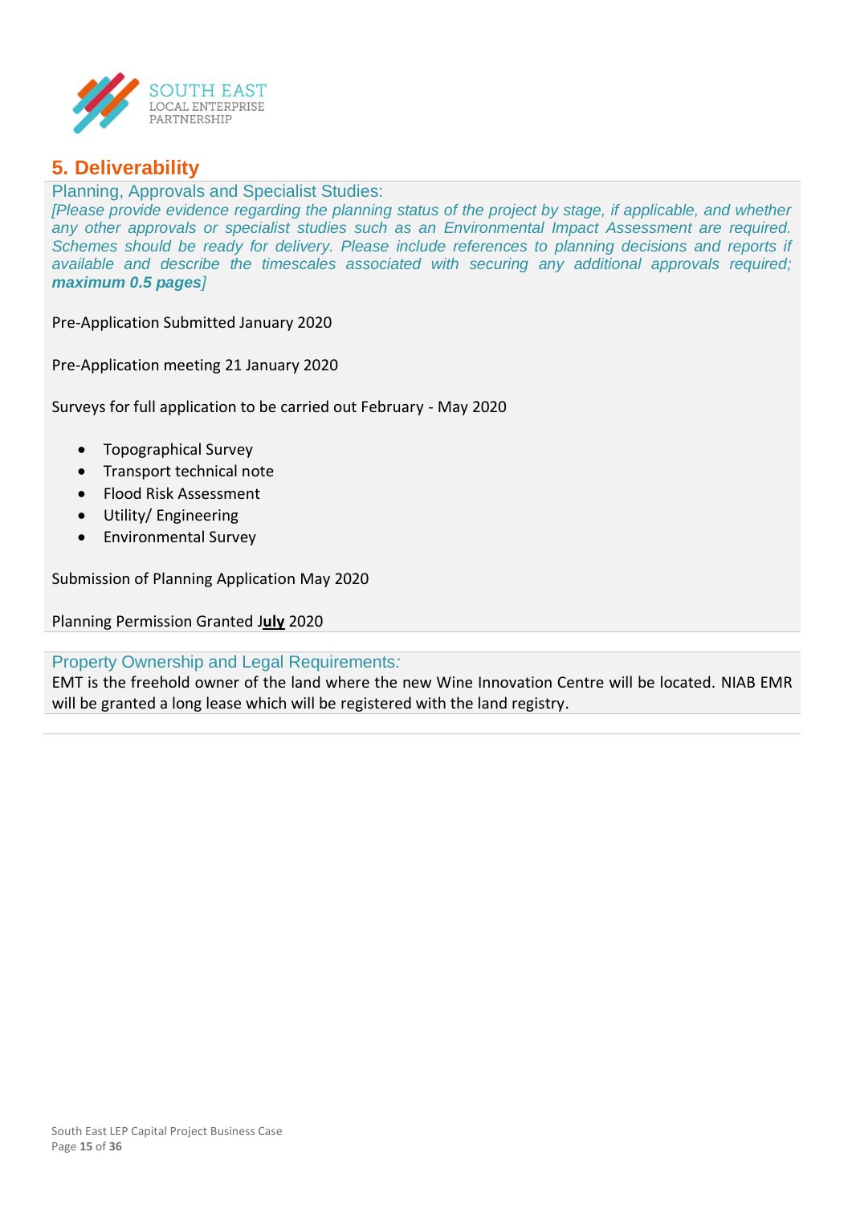## 5. Deliverability

### Planning, Approvals and Specialist Studies:

*[Please provide evidence regarding the planning status of the project by stage, if applicable, and whether any other approvals or specialist studies such as an Environmental Impact Assessment are required. Schemes should be ready for delivery. Please include references to planning decisions and reports if available and describe the timescales associated with securing any additional approvals required;* ***maximum 0.5 pages****]*

Pre-Application Submitted January 2020

Pre-Application meeting 21 January 2020

Surveys for full application to be carried out February - May 2020

- Topographical Survey
- Transport technical note
- Flood Risk Assessment
- Utility/ Engineering
- Environmental Survey

Submission of Planning Application May 2020

Planning Permission Granted J**uly** 2020

### Property Ownership and Legal Requirements:

EMT is the freehold owner of the land where the new Wine Innovation Centre will be located. NIAB EMR will be granted a long lease which will be registered with the land registry.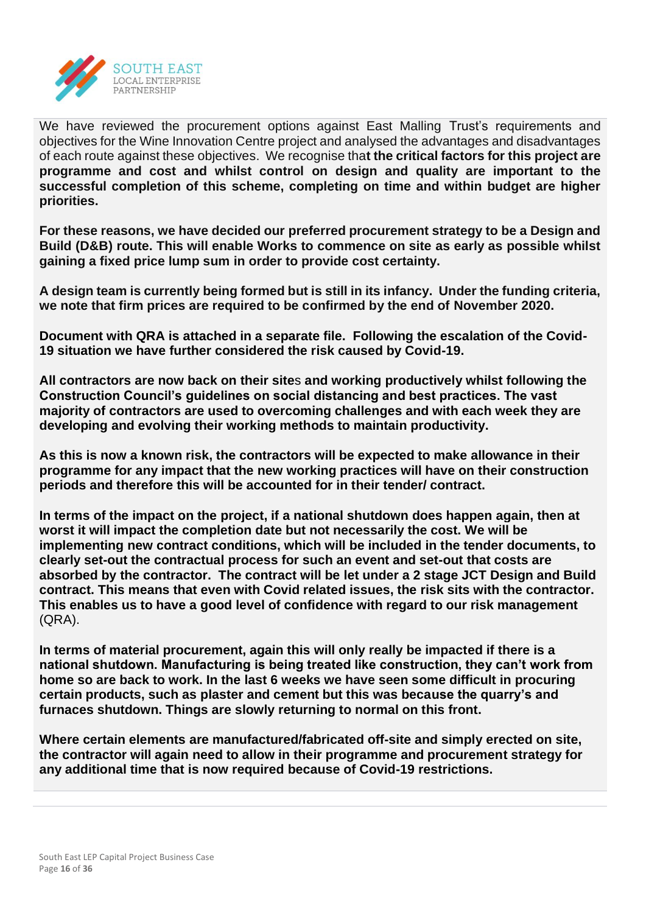We have reviewed the procurement options against East Malling Trust's requirements and objectives for the Wine Innovation Centre project and analysed the advantages and disadvantages of each route against these objectives. We recognise that **the critical factors for this project are programme and cost and whilst control on design and quality are important to the successful completion of this scheme, completing on time and within budget are higher priorities.**

**For these reasons, we have decided our preferred procurement strategy to be a Design and Build (D&B) route. This will enable Works to commence on site as early as possible whilst gaining a fixed price lump sum in order to provide cost certainty.**

**A design team is currently being formed but is still in its infancy. Under the funding criteria, we note that firm prices are required to be confirmed by the end of November 2020.**

**Document with QRA is attached in a separate file. Following the escalation of the Covid-19 situation we have further considered the risk caused by Covid-19.**

**All contractors are now back on their sites and working productively whilst following the Construction Council's guidelines on social distancing and best practices. The vast majority of contractors are used to overcoming challenges and with each week they are developing and evolving their working methods to maintain productivity.**

**As this is now a known risk, the contractors will be expected to make allowance in their programme for any impact that the new working practices will have on their construction periods and therefore this will be accounted for in their tender/ contract.**

**In terms of the impact on the project, if a national shutdown does happen again, then at worst it will impact the completion date but not necessarily the cost. We will be implementing new contract conditions, which will be included in the tender documents, to clearly set-out the contractual process for such an event and set-out that costs are absorbed by the contractor. The contract will be let under a 2 stage JCT Design and Build contract. This means that even with Covid related issues, the risk sits with the contractor. This enables us to have a good level of confidence with regard to our risk management** (QRA).

**In terms of material procurement, again this will only really be impacted if there is a national shutdown. Manufacturing is being treated like construction, they can't work from home so are back to work. In the last 6 weeks we have seen some difficult in procuring certain products, such as plaster and cement but this was because the quarry's and furnaces shutdown. Things are slowly returning to normal on this front.**

**Where certain elements are manufactured/fabricated off-site and simply erected on site, the contractor will again need to allow in their programme and procurement strategy for any additional time that is now required because of Covid-19 restrictions.**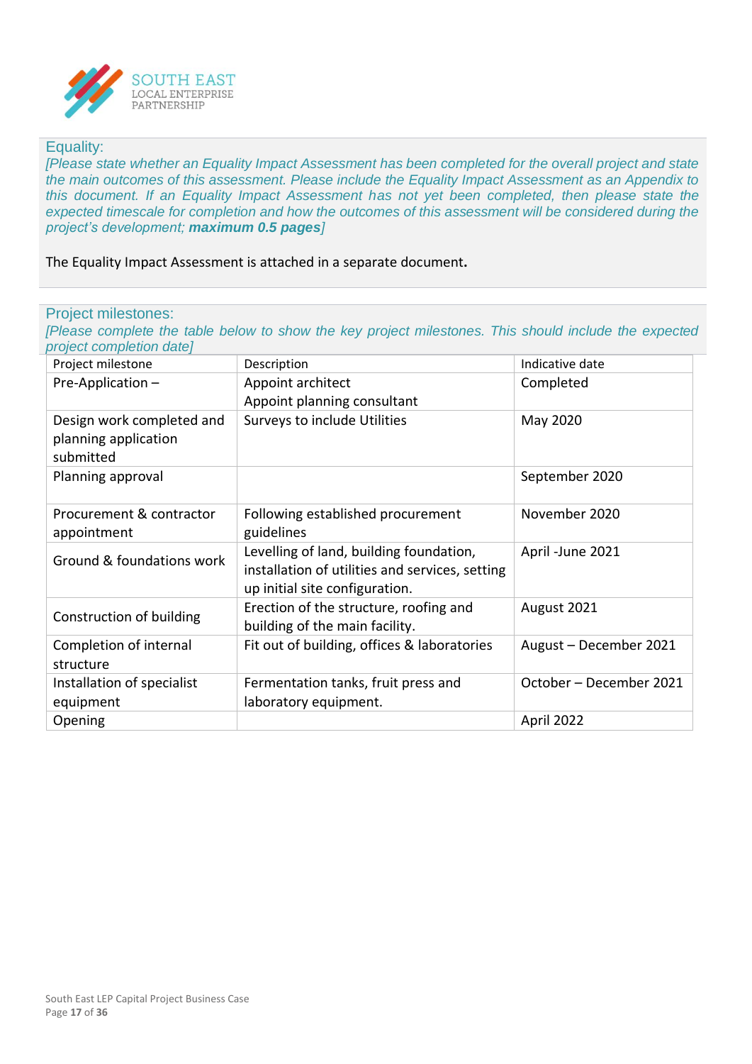## Equality:

*[Please state whether an Equality Impact Assessment has been completed for the overall project and state the main outcomes of this assessment. Please include the Equality Impact Assessment as an Appendix to this document. If an Equality Impact Assessment has not yet been completed, then please state the expected timescale for completion and how the outcomes of this assessment will be considered during the project's development;* ***maximum 0.5 pages****]*

The Equality Impact Assessment is attached in a separate document**.**

## Project milestones:

*[Please complete the table below to show the key project milestones. This should include the expected project completion date]*

| Project milestone | Description | Indicative date |
|---|---|---|
| Pre-Application – | Appoint architect<br>Appoint planning consultant | Completed |
| Design work completed and planning application submitted | Surveys to include Utilities | May 2020 |
| Planning approval | | September 2020 |
| Procurement & contractor appointment | Following established procurement guidelines | November 2020 |
| Ground & foundations work | Levelling of land, building foundation, installation of utilities and services, setting up initial site configuration. | April -June 2021 |
| Construction of building | Erection of the structure, roofing and building of the main facility. | August 2021 |
| Completion of internal structure | Fit out of building, offices & laboratories | August – December 2021 |
| Installation of specialist equipment | Fermentation tanks, fruit press and laboratory equipment. | October – December 2021 |
| Opening | | April 2022 |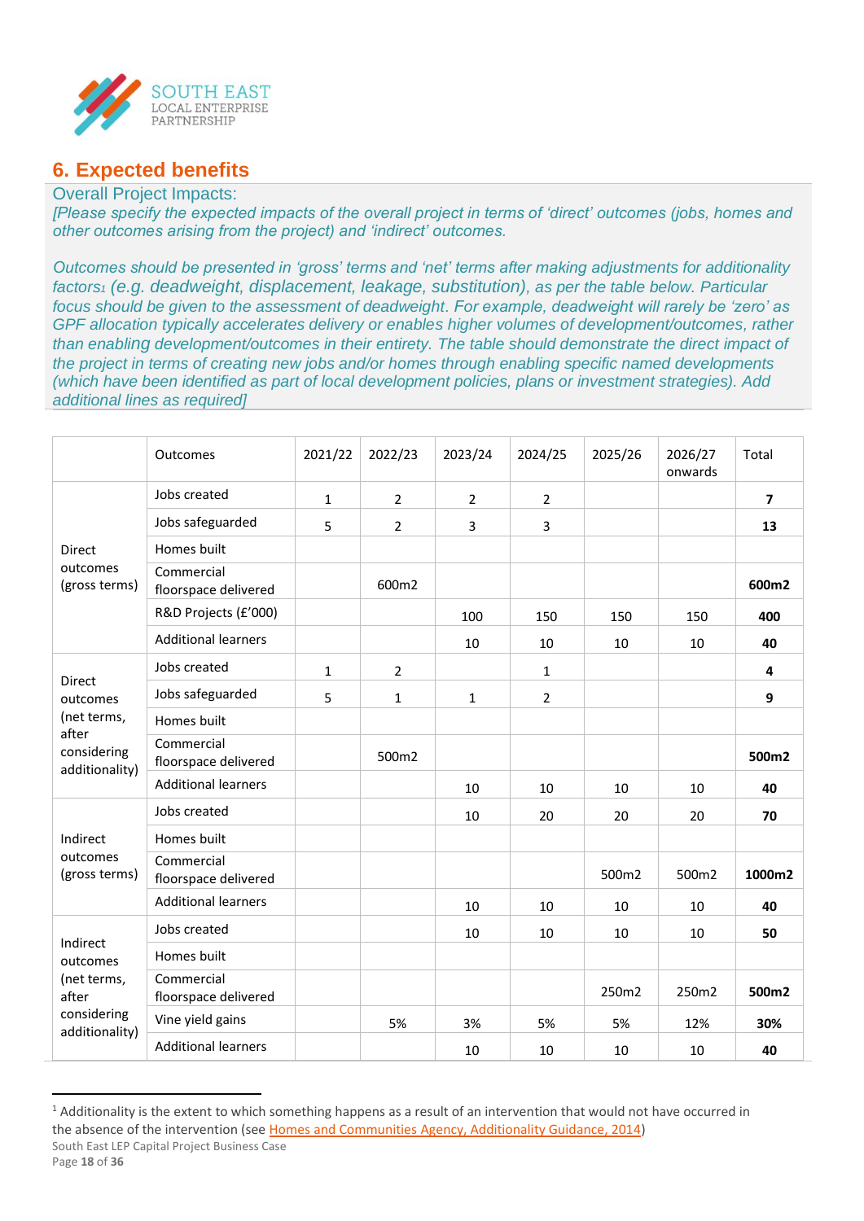## 6. Expected benefits

Overall Project Impacts:

*[Please specify the expected impacts of the overall project in terms of 'direct' outcomes (jobs, homes and other outcomes arising from the project) and 'indirect' outcomes.*

*Outcomes should be presented in 'gross' terms and 'net' terms after making adjustments for additionality factors[1] (e.g. deadweight, displacement, leakage, substitution), as per the table below. Particular focus should be given to the assessment of deadweight. For example, deadweight will rarely be 'zero' as GPF allocation typically accelerates delivery or enables higher volumes of development/outcomes, rather than enabling development/outcomes in their entirety. The table should demonstrate the direct impact of the project in terms of creating new jobs and/or homes through enabling specific named developments (which have been identified as part of local development policies, plans or investment strategies). Add additional lines as required]*

| | Outcomes | 2021/22 | 2022/23 | 2023/24 | 2024/25 | 2025/26 | 2026/27 onwards | Total |
|---|---|---|---|---|---|---|---|---|
| Direct outcomes (gross terms) | Jobs created | 1 | 2 | 2 | 2 | | | **7** |
| | Jobs safeguarded | 5 | 2 | 3 | 3 | | | **13** |
| | Homes built | | | | | | | |
| | Commercial floorspace delivered | | 600m2 | | | | | **600m2** |
| | R&D Projects (£'000) | | | 100 | 150 | 150 | 150 | **400** |
| | Additional learners | | | 10 | 10 | 10 | 10 | **40** |
| Direct outcomes (net terms, after considering additionality) | Jobs created | 1 | 2 | | 1 | | | **4** |
| | Jobs safeguarded | 5 | 1 | 1 | 2 | | | **9** |
| | Homes built | | | | | | | |
| | Commercial floorspace delivered | | 500m2 | | | | | **500m2** |
| | Additional learners | | | 10 | 10 | 10 | 10 | **40** |
| Indirect outcomes (gross terms) | Jobs created | | | 10 | 20 | 20 | 20 | **70** |
| | Homes built | | | | | | | |
| | Commercial floorspace delivered | | | | | 500m2 | 500m2 | **1000m2** |
| | Additional learners | | | 10 | 10 | 10 | 10 | **40** |
| Indirect outcomes (net terms, after considering additionality) | Jobs created | | | 10 | 10 | 10 | 10 | **50** |
| | Homes built | | | | | | | |
| | Commercial floorspace delivered | | | | | 250m2 | 250m2 | **500m2** |
| | Vine yield gains | | 5% | 3% | 5% | 5% | 12% | **30%** |
| | Additional learners | | | 10 | 10 | 10 | 10 | **40** |

[1] Additionality is the extent to which something happens as a result of an intervention that would not have occurred in the absence of the intervention (see Homes and Communities Agency, Additionality Guidance, 2014)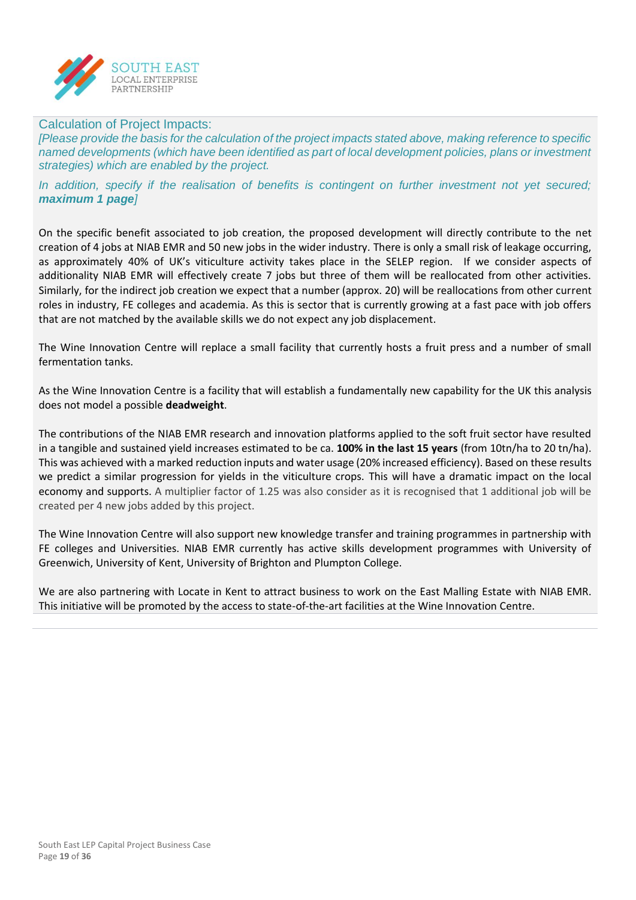## Calculation of Project Impacts:

*[Please provide the basis for the calculation of the project impacts stated above, making reference to specific named developments (which have been identified as part of local development policies, plans or investment strategies) which are enabled by the project.*

*In addition, specify if the realisation of benefits is contingent on further investment not yet secured;* ***maximum 1 page****]*

On the specific benefit associated to job creation, the proposed development will directly contribute to the net creation of 4 jobs at NIAB EMR and 50 new jobs in the wider industry. There is only a small risk of leakage occurring, as approximately 40% of UK's viticulture activity takes place in the SELEP region. If we consider aspects of additionality NIAB EMR will effectively create 7 jobs but three of them will be reallocated from other activities. Similarly, for the indirect job creation we expect that a number (approx. 20) will be reallocations from other current roles in industry, FE colleges and academia. As this is sector that is currently growing at a fast pace with job offers that are not matched by the available skills we do not expect any job displacement.

The Wine Innovation Centre will replace a small facility that currently hosts a fruit press and a number of small fermentation tanks.

As the Wine Innovation Centre is a facility that will establish a fundamentally new capability for the UK this analysis does not model a possible **deadweight**.

The contributions of the NIAB EMR research and innovation platforms applied to the soft fruit sector have resulted in a tangible and sustained yield increases estimated to be ca. **100% in the last 15 years** (from 10tn/ha to 20 tn/ha). This was achieved with a marked reduction inputs and water usage (20% increased efficiency). Based on these results we predict a similar progression for yields in the viticulture crops. This will have a dramatic impact on the local economy and supports. A multiplier factor of 1.25 was also consider as it is recognised that 1 additional job will be created per 4 new jobs added by this project.

The Wine Innovation Centre will also support new knowledge transfer and training programmes in partnership with FE colleges and Universities. NIAB EMR currently has active skills development programmes with University of Greenwich, University of Kent, University of Brighton and Plumpton College.

We are also partnering with Locate in Kent to attract business to work on the East Malling Estate with NIAB EMR. This initiative will be promoted by the access to state-of-the-art facilities at the Wine Innovation Centre.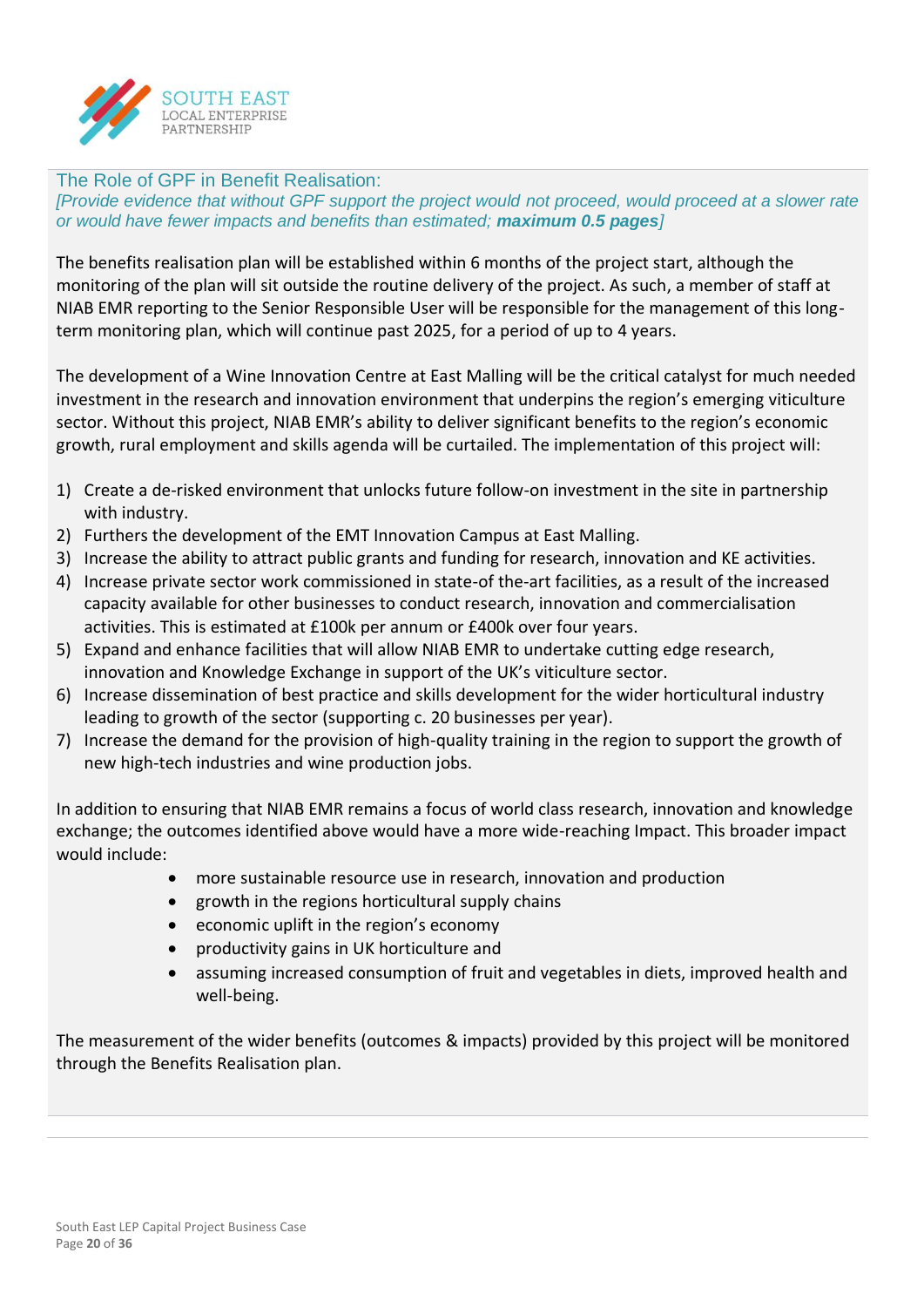## The Role of GPF in Benefit Realisation:

*[Provide evidence that without GPF support the project would not proceed, would proceed at a slower rate or would have fewer impacts and benefits than estimated;* ***maximum 0.5 pages****]*

The benefits realisation plan will be established within 6 months of the project start, although the monitoring of the plan will sit outside the routine delivery of the project. As such, a member of staff at NIAB EMR reporting to the Senior Responsible User will be responsible for the management of this long-term monitoring plan, which will continue past 2025, for a period of up to 4 years.

The development of a Wine Innovation Centre at East Malling will be the critical catalyst for much needed investment in the research and innovation environment that underpins the region's emerging viticulture sector. Without this project, NIAB EMR's ability to deliver significant benefits to the region's economic growth, rural employment and skills agenda will be curtailed. The implementation of this project will:

1) Create a de-risked environment that unlocks future follow-on investment in the site in partnership with industry.
2) Furthers the development of the EMT Innovation Campus at East Malling.
3) Increase the ability to attract public grants and funding for research, innovation and KE activities.
4) Increase private sector work commissioned in state-of the-art facilities, as a result of the increased capacity available for other businesses to conduct research, innovation and commercialisation activities. This is estimated at £100k per annum or £400k over four years.
5) Expand and enhance facilities that will allow NIAB EMR to undertake cutting edge research, innovation and Knowledge Exchange in support of the UK's viticulture sector.
6) Increase dissemination of best practice and skills development for the wider horticultural industry leading to growth of the sector (supporting c. 20 businesses per year).
7) Increase the demand for the provision of high-quality training in the region to support the growth of new high-tech industries and wine production jobs.

In addition to ensuring that NIAB EMR remains a focus of world class research, innovation and knowledge exchange; the outcomes identified above would have a more wide-reaching Impact. This broader impact would include:

- more sustainable resource use in research, innovation and production
- growth in the regions horticultural supply chains
- economic uplift in the region's economy
- productivity gains in UK horticulture and
- assuming increased consumption of fruit and vegetables in diets, improved health and well-being.

The measurement of the wider benefits (outcomes & impacts) provided by this project will be monitored through the Benefits Realisation plan.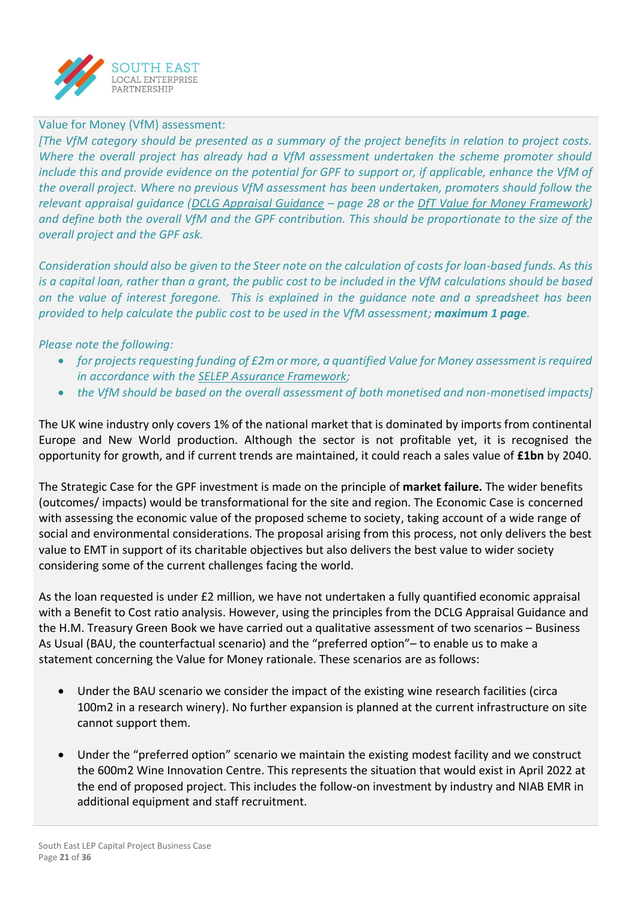Value for Money (VfM) assessment:

*[The VfM category should be presented as a summary of the project benefits in relation to project costs. Where the overall project has already had a VfM assessment undertaken the scheme promoter should include this and provide evidence on the potential for GPF to support or, if applicable, enhance the VfM of the overall project. Where no previous VfM assessment has been undertaken, promoters should follow the relevant appraisal guidance (DCLG Appraisal Guidance – page 28 or the DfT Value for Money Framework) and define both the overall VfM and the GPF contribution. This should be proportionate to the size of the overall project and the GPF ask.*

*Consideration should also be given to the Steer note on the calculation of costs for loan-based funds. As this is a capital loan, rather than a grant, the public cost to be included in the VfM calculations should be based on the value of interest foregone. This is explained in the guidance note and a spreadsheet has been provided to help calculate the public cost to be used in the VfM assessment;* ***maximum 1 page****.*

*Please note the following:*

- *for projects requesting funding of £2m or more, a quantified Value for Money assessment is required in accordance with the SELEP Assurance Framework;*
- *the VfM should be based on the overall assessment of both monetised and non-monetised impacts]*

The UK wine industry only covers 1% of the national market that is dominated by imports from continental Europe and New World production. Although the sector is not profitable yet, it is recognised the opportunity for growth, and if current trends are maintained, it could reach a sales value of **£1bn** by 2040.

The Strategic Case for the GPF investment is made on the principle of **market failure.** The wider benefits (outcomes/ impacts) would be transformational for the site and region. The Economic Case is concerned with assessing the economic value of the proposed scheme to society, taking account of a wide range of social and environmental considerations. The proposal arising from this process, not only delivers the best value to EMT in support of its charitable objectives but also delivers the best value to wider society considering some of the current challenges facing the world.

As the loan requested is under £2 million, we have not undertaken a fully quantified economic appraisal with a Benefit to Cost ratio analysis. However, using the principles from the DCLG Appraisal Guidance and the H.M. Treasury Green Book we have carried out a qualitative assessment of two scenarios – Business As Usual (BAU, the counterfactual scenario) and the "preferred option"– to enable us to make a statement concerning the Value for Money rationale. These scenarios are as follows:

- Under the BAU scenario we consider the impact of the existing wine research facilities (circa 100m2 in a research winery). No further expansion is planned at the current infrastructure on site cannot support them.
- Under the "preferred option" scenario we maintain the existing modest facility and we construct the 600m2 Wine Innovation Centre. This represents the situation that would exist in April 2022 at the end of proposed project. This includes the follow-on investment by industry and NIAB EMR in additional equipment and staff recruitment.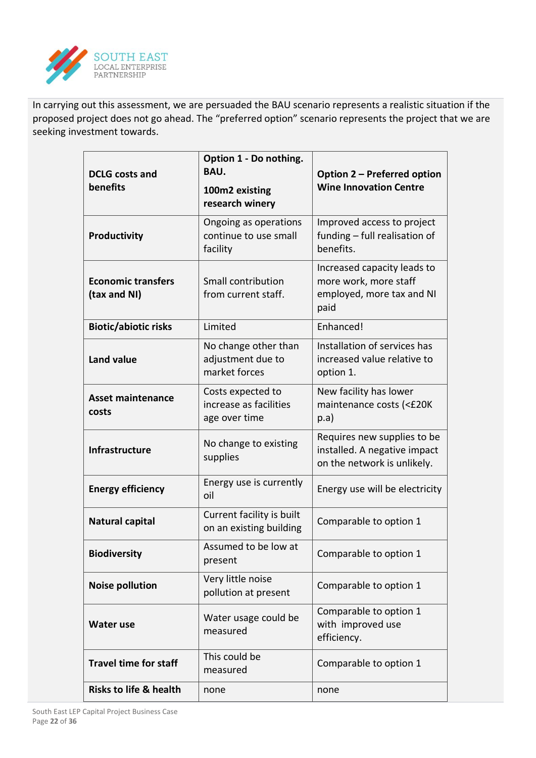In carrying out this assessment, we are persuaded the BAU scenario represents a realistic situation if the proposed project does not go ahead. The "preferred option" scenario represents the project that we are seeking investment towards.

| DCLG costs and benefits | Option 1 - Do nothing. BAU. 100m2 existing research winery | Option 2 – Preferred option Wine Innovation Centre |
|---|---|---|
| **Productivity** | Ongoing as operations continue to use small facility | Improved access to project funding – full realisation of benefits. |
| **Economic transfers (tax and NI)** | Small contribution from current staff. | Increased capacity leads to more work, more staff employed, more tax and NI paid |
| **Biotic/abiotic risks** | Limited | Enhanced! |
| **Land value** | No change other than adjustment due to market forces | Installation of services has increased value relative to option 1. |
| **Asset maintenance costs** | Costs expected to increase as facilities age over time | New facility has lower maintenance costs (<£20K p.a) |
| **Infrastructure** | No change to existing supplies | Requires new supplies to be installed. A negative impact on the network is unlikely. |
| **Energy efficiency** | Energy use is currently oil | Energy use will be electricity |
| **Natural capital** | Current facility is built on an existing building | Comparable to option 1 |
| **Biodiversity** | Assumed to be low at present | Comparable to option 1 |
| **Noise pollution** | Very little noise pollution at present | Comparable to option 1 |
| **Water use** | Water usage could be measured | Comparable to option 1 with improved use efficiency. |
| **Travel time for staff** | This could be measured | Comparable to option 1 |
| **Risks to life & health** | none | none |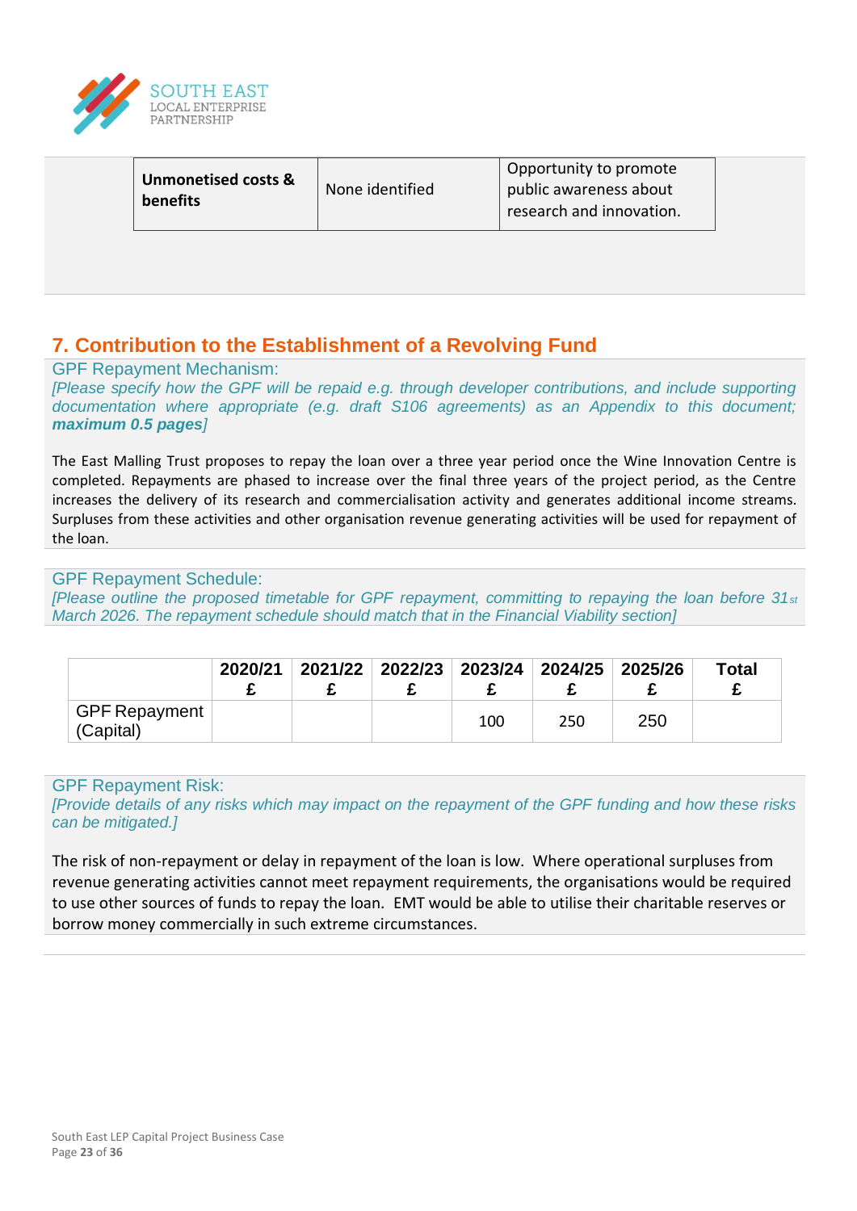| Unmonetised costs & benefits | None identified | Opportunity to promote public awareness about research and innovation. |
|---|---|---|

## 7. Contribution to the Establishment of a Revolving Fund

GPF Repayment Mechanism:

*[Please specify how the GPF will be repaid e.g. through developer contributions, and include supporting documentation where appropriate (e.g. draft S106 agreements) as an Appendix to this document;* ***maximum 0.5 pages****]*

The East Malling Trust proposes to repay the loan over a three year period once the Wine Innovation Centre is completed. Repayments are phased to increase over the final three years of the project period, as the Centre increases the delivery of its research and commercialisation activity and generates additional income streams. Surpluses from these activities and other organisation revenue generating activities will be used for repayment of the loan.

GPF Repayment Schedule:

*[Please outline the proposed timetable for GPF repayment, committing to repaying the loan before 31st March 2026. The repayment schedule should match that in the Financial Viability section]*

| | 2020/21 £ | 2021/22 £ | 2022/23 £ | 2023/24 £ | 2024/25 £ | 2025/26 £ | Total £ |
|---|---|---|---|---|---|---|---|
| GPF Repayment (Capital) | | | | 100 | 250 | 250 | |

GPF Repayment Risk:

*[Provide details of any risks which may impact on the repayment of the GPF funding and how these risks can be mitigated.]*

The risk of non-repayment or delay in repayment of the loan is low. Where operational surpluses from revenue generating activities cannot meet repayment requirements, the organisations would be required to use other sources of funds to repay the loan. EMT would be able to utilise their charitable reserves or borrow money commercially in such extreme circumstances.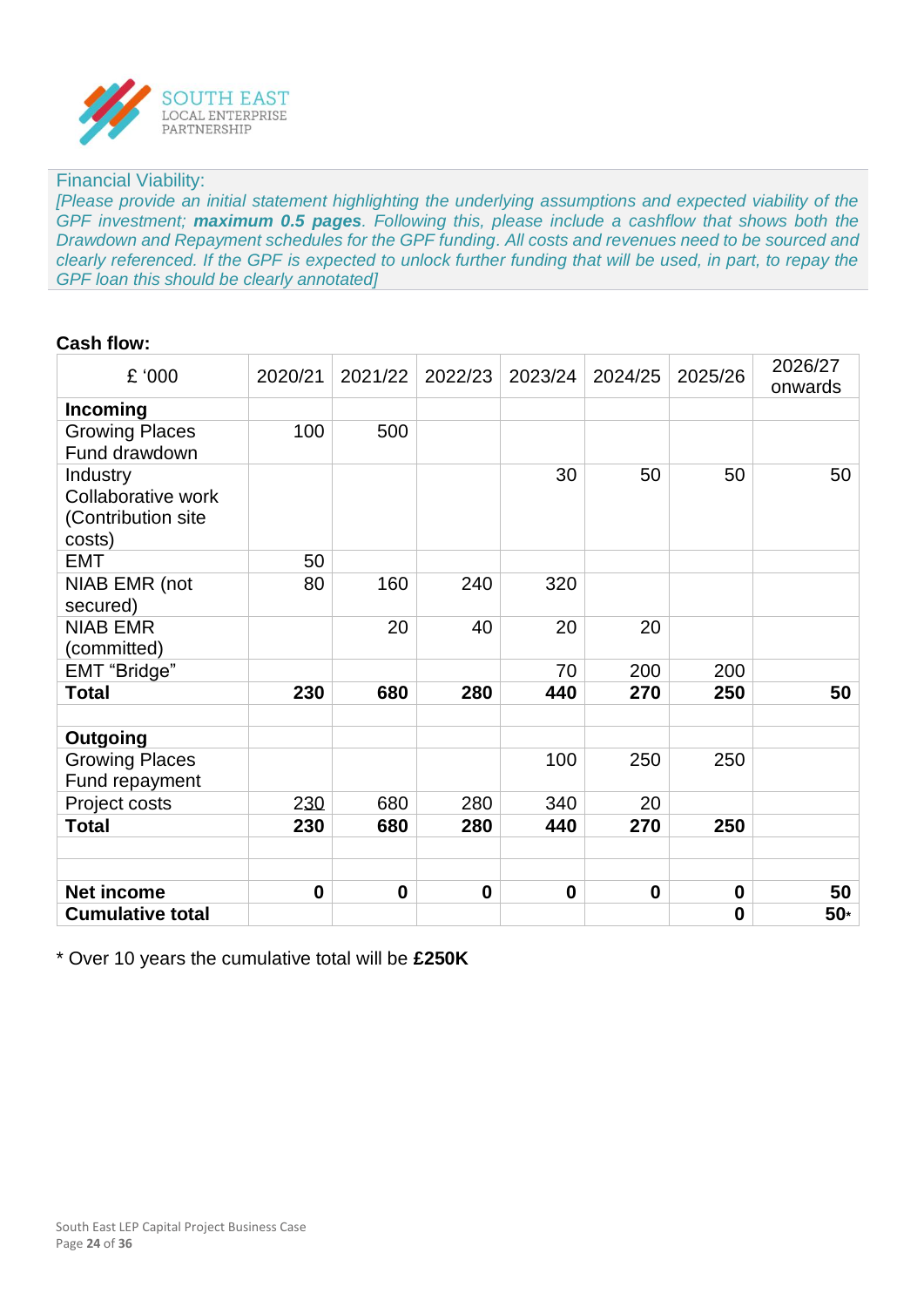Financial Viability:

*[Please provide an initial statement highlighting the underlying assumptions and expected viability of the GPF investment; **maximum 0.5 pages**. Following this, please include a cashflow that shows both the Drawdown and Repayment schedules for the GPF funding. All costs and revenues need to be sourced and clearly referenced. If the GPF is expected to unlock further funding that will be used, in part, to repay the GPF loan this should be clearly annotated]*

**Cash flow:**

| £ '000 | 2020/21 | 2021/22 | 2022/23 | 2023/24 | 2024/25 | 2025/26 | 2026/27 onwards |
|---|---|---|---|---|---|---|---|
| **Incoming** | | | | | | | |
| Growing Places Fund drawdown | 100 | 500 | | | | | |
| Industry Collaborative work (Contribution site costs) | | | | 30 | 50 | 50 | 50 |
| EMT | 50 | | | | | | |
| NIAB EMR (not secured) | 80 | 160 | 240 | 320 | | | |
| NIAB EMR (committed) | | 20 | 40 | 20 | 20 | | |
| EMT "Bridge" | | | | 70 | 200 | 200 | |
| **Total** | **230** | **680** | **280** | **440** | **270** | **250** | **50** |
| | | | | | | | |
| **Outgoing** | | | | | | | |
| Growing Places Fund repayment | | | | 100 | 250 | 250 | |
| Project costs | 230 | 680 | 280 | 340 | 20 | | |
| **Total** | **230** | **680** | **280** | **440** | **270** | **250** | |
| | | | | | | | |
| | | | | | | | |
| **Net income** | **0** | **0** | **0** | **0** | **0** | **0** | **50** |
| **Cumulative total** | | | | | | **0** | **50*** |

* Over 10 years the cumulative total will be **£250K**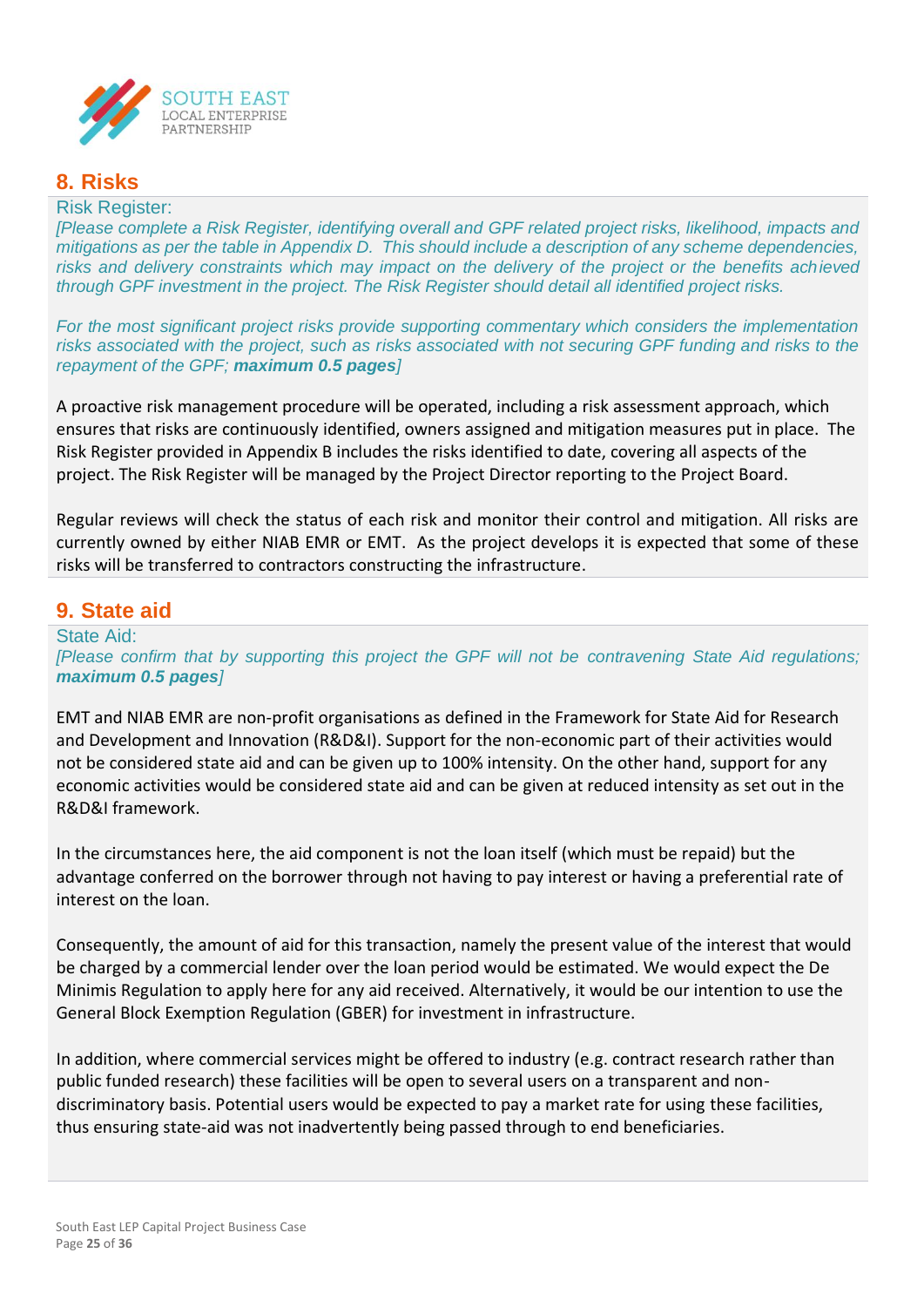## 8. Risks

Risk Register:

*[Please complete a Risk Register, identifying overall and GPF related project risks, likelihood, impacts and mitigations as per the table in Appendix D. This should include a description of any scheme dependencies, risks and delivery constraints which may impact on the delivery of the project or the benefits achieved through GPF investment in the project. The Risk Register should detail all identified project risks.*

*For the most significant project risks provide supporting commentary which considers the implementation risks associated with the project, such as risks associated with not securing GPF funding and risks to the repayment of the GPF;* ***maximum 0.5 pages****]*

A proactive risk management procedure will be operated, including a risk assessment approach, which ensures that risks are continuously identified, owners assigned and mitigation measures put in place. The Risk Register provided in Appendix B includes the risks identified to date, covering all aspects of the project. The Risk Register will be managed by the Project Director reporting to the Project Board.

Regular reviews will check the status of each risk and monitor their control and mitigation. All risks are currently owned by either NIAB EMR or EMT. As the project develops it is expected that some of these risks will be transferred to contractors constructing the infrastructure.

## 9. State aid

State Aid:

*[Please confirm that by supporting this project the GPF will not be contravening State Aid regulations;* ***maximum 0.5 pages****]*

EMT and NIAB EMR are non-profit organisations as defined in the Framework for State Aid for Research and Development and Innovation (R&D&I). Support for the non-economic part of their activities would not be considered state aid and can be given up to 100% intensity. On the other hand, support for any economic activities would be considered state aid and can be given at reduced intensity as set out in the R&D&I framework.

In the circumstances here, the aid component is not the loan itself (which must be repaid) but the advantage conferred on the borrower through not having to pay interest or having a preferential rate of interest on the loan.

Consequently, the amount of aid for this transaction, namely the present value of the interest that would be charged by a commercial lender over the loan period would be estimated. We would expect the De Minimis Regulation to apply here for any aid received. Alternatively, it would be our intention to use the General Block Exemption Regulation (GBER) for investment in infrastructure.

In addition, where commercial services might be offered to industry (e.g. contract research rather than public funded research) these facilities will be open to several users on a transparent and non-discriminatory basis. Potential users would be expected to pay a market rate for using these facilities, thus ensuring state-aid was not inadvertently being passed through to end beneficiaries.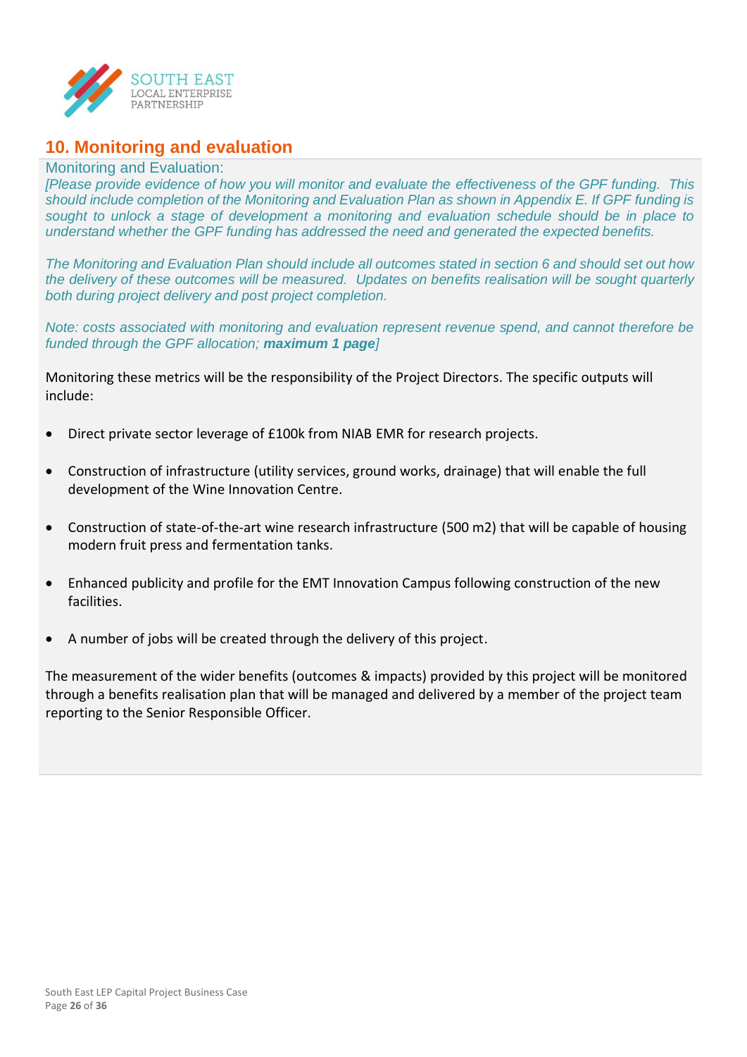## 10. Monitoring and evaluation

Monitoring and Evaluation:

*[Please provide evidence of how you will monitor and evaluate the effectiveness of the GPF funding. This should include completion of the Monitoring and Evaluation Plan as shown in Appendix E. If GPF funding is sought to unlock a stage of development a monitoring and evaluation schedule should be in place to understand whether the GPF funding has addressed the need and generated the expected benefits.*

*The Monitoring and Evaluation Plan should include all outcomes stated in section 6 and should set out how the delivery of these outcomes will be measured. Updates on benefits realisation will be sought quarterly both during project delivery and post project completion.*

*Note: costs associated with monitoring and evaluation represent revenue spend, and cannot therefore be funded through the GPF allocation;* ***maximum 1 page****]*

Monitoring these metrics will be the responsibility of the Project Directors. The specific outputs will include:

- Direct private sector leverage of £100k from NIAB EMR for research projects.
- Construction of infrastructure (utility services, ground works, drainage) that will enable the full development of the Wine Innovation Centre.
- Construction of state-of-the-art wine research infrastructure (500 m2) that will be capable of housing modern fruit press and fermentation tanks.
- Enhanced publicity and profile for the EMT Innovation Campus following construction of the new facilities.
- A number of jobs will be created through the delivery of this project.

The measurement of the wider benefits (outcomes & impacts) provided by this project will be monitored through a benefits realisation plan that will be managed and delivered by a member of the project team reporting to the Senior Responsible Officer.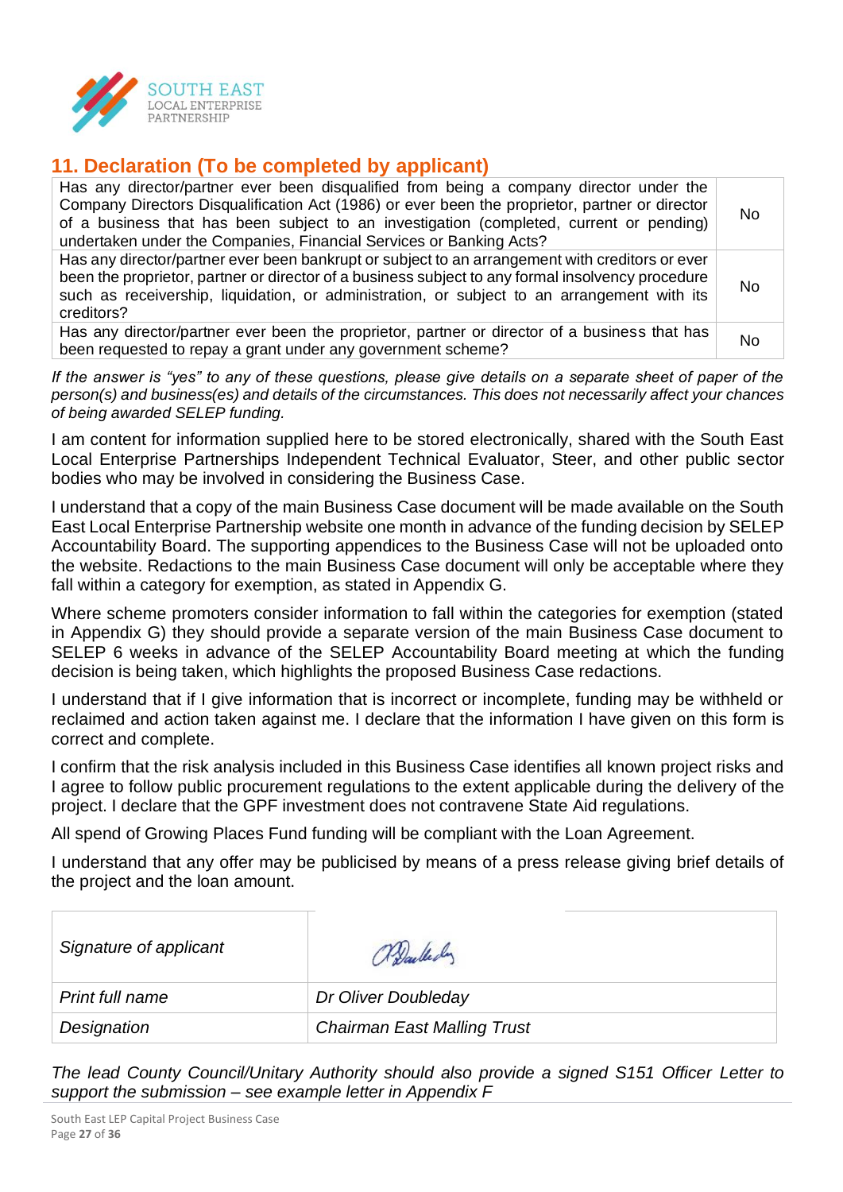## 11. Declaration (To be completed by applicant)

| | |
|---|---|
| Has any director/partner ever been disqualified from being a company director under the Company Directors Disqualification Act (1986) or ever been the proprietor, partner or director of a business that has been subject to an investigation (completed, current or pending) undertaken under the Companies, Financial Services or Banking Acts? | No |
| Has any director/partner ever been bankrupt or subject to an arrangement with creditors or ever been the proprietor, partner or director of a business subject to any formal insolvency procedure such as receivership, liquidation, or administration, or subject to an arrangement with its creditors? | No |
| Has any director/partner ever been the proprietor, partner or director of a business that has been requested to repay a grant under any government scheme? | No |

*If the answer is "yes" to any of these questions, please give details on a separate sheet of paper of the person(s) and business(es) and details of the circumstances. This does not necessarily affect your chances of being awarded SELEP funding.*

I am content for information supplied here to be stored electronically, shared with the South East Local Enterprise Partnerships Independent Technical Evaluator, Steer, and other public sector bodies who may be involved in considering the Business Case.

I understand that a copy of the main Business Case document will be made available on the South East Local Enterprise Partnership website one month in advance of the funding decision by SELEP Accountability Board. The supporting appendices to the Business Case will not be uploaded onto the website. Redactions to the main Business Case document will only be acceptable where they fall within a category for exemption, as stated in Appendix G.

Where scheme promoters consider information to fall within the categories for exemption (stated in Appendix G) they should provide a separate version of the main Business Case document to SELEP 6 weeks in advance of the SELEP Accountability Board meeting at which the funding decision is being taken, which highlights the proposed Business Case redactions.

I understand that if I give information that is incorrect or incomplete, funding may be withheld or reclaimed and action taken against me. I declare that the information I have given on this form is correct and complete.

I confirm that the risk analysis included in this Business Case identifies all known project risks and I agree to follow public procurement regulations to the extent applicable during the delivery of the project. I declare that the GPF investment does not contravene State Aid regulations.

All spend of Growing Places Fund funding will be compliant with the Loan Agreement.

I understand that any offer may be publicised by means of a press release giving brief details of the project and the loan amount.

| | |
|---|---|
| *Signature of applicant* | [Signature] |
| *Print full name* | *Dr Oliver Doubleday* |
| *Designation* | *Chairman East Malling Trust* |

*The lead County Council/Unitary Authority should also provide a signed S151 Officer Letter to support the submission – see example letter in Appendix F*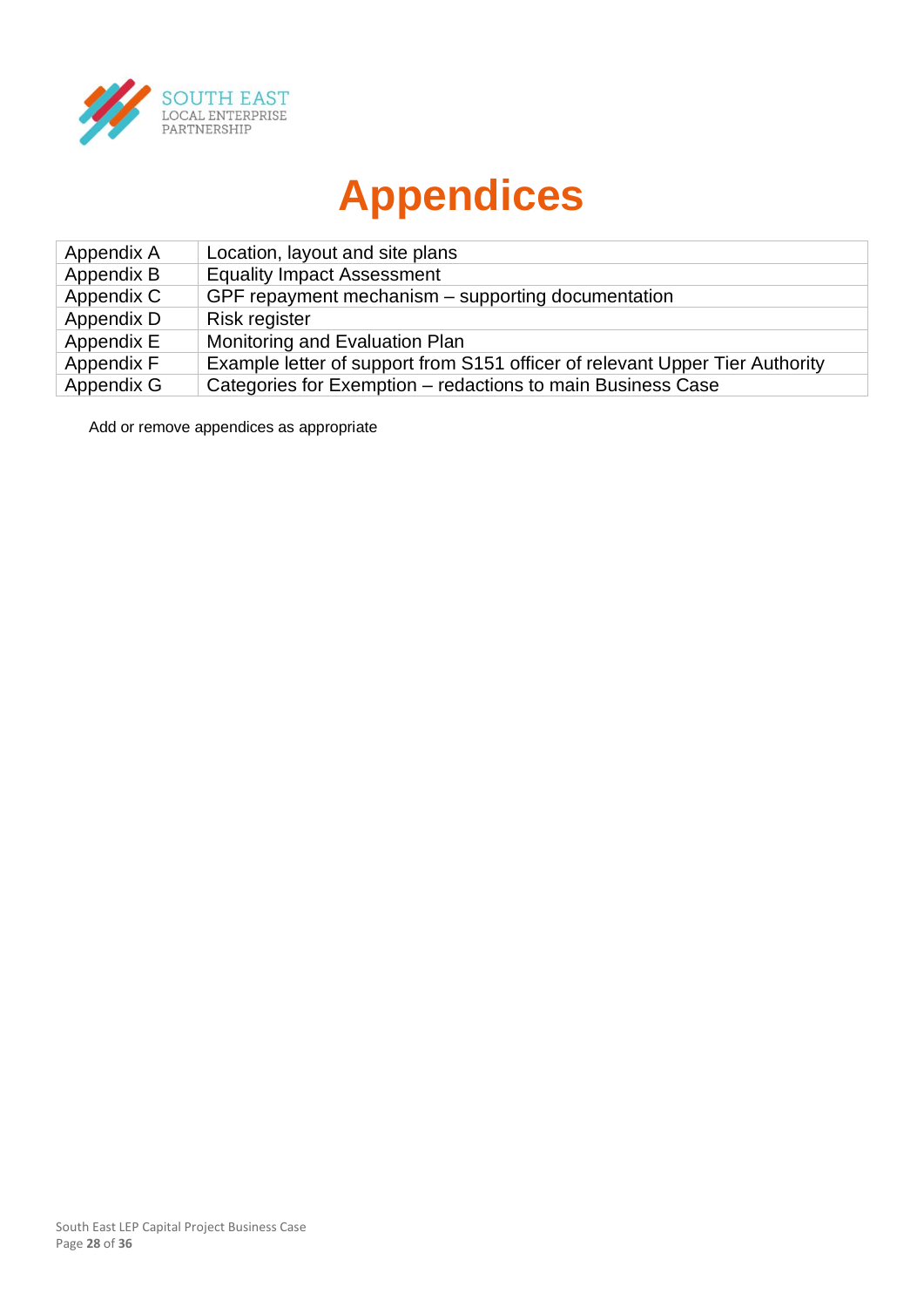# Appendices

| | |
|---|---|
| Appendix A | Location, layout and site plans |
| Appendix B | Equality Impact Assessment |
| Appendix C | GPF repayment mechanism – supporting documentation |
| Appendix D | Risk register |
| Appendix E | Monitoring and Evaluation Plan |
| Appendix F | Example letter of support from S151 officer of relevant Upper Tier Authority |
| Appendix G | Categories for Exemption – redactions to main Business Case |

Add or remove appendices as appropriate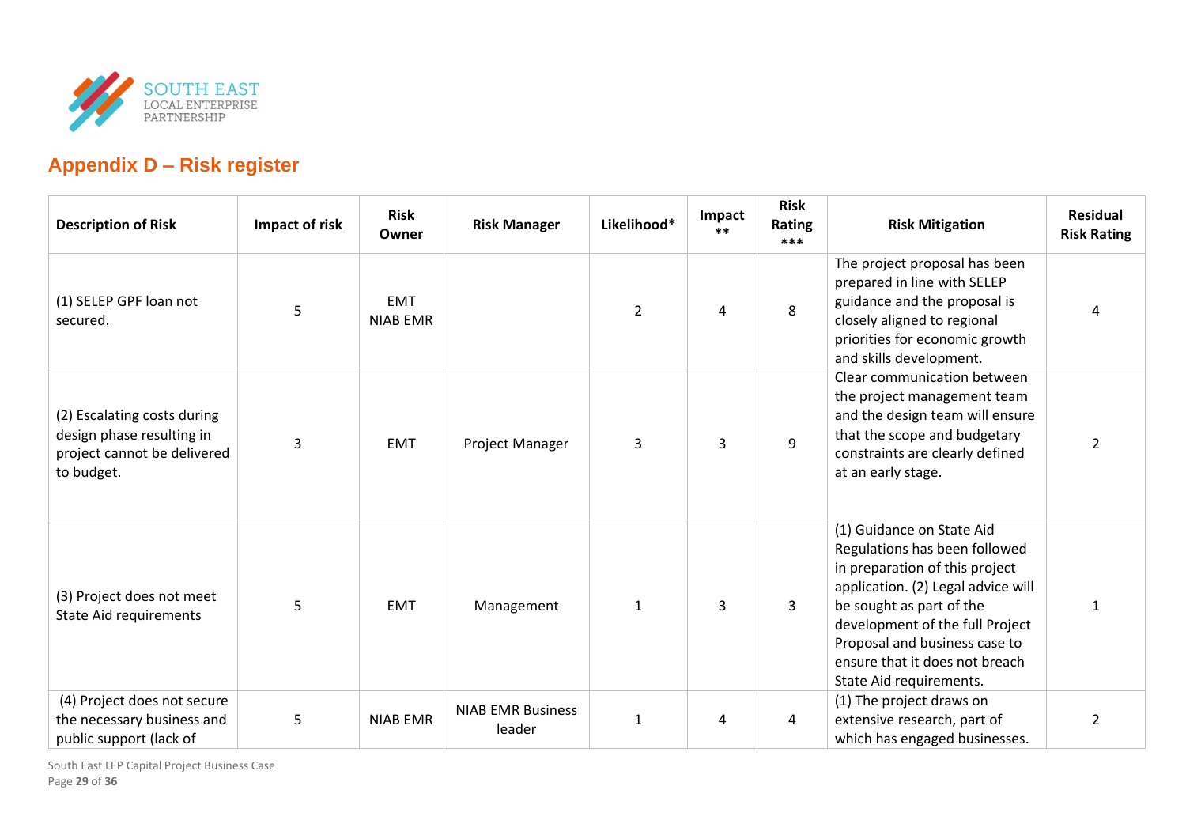## Appendix D – Risk register

| Description of Risk | Impact of risk | Risk Owner | Risk Manager | Likelihood* | Impact ** | Risk Rating *** | Risk Mitigation | Residual Risk Rating |
|---|---|---|---|---|---|---|---|---|
| (1) SELEP GPF loan not secured. | 5 | EMT NIAB EMR | | 2 | 4 | 8 | The project proposal has been prepared in line with SELEP guidance and the proposal is closely aligned to regional priorities for economic growth and skills development. | 4 |
| (2) Escalating costs during design phase resulting in project cannot be delivered to budget. | 3 | EMT | Project Manager | 3 | 3 | 9 | Clear communication between the project management team and the design team will ensure that the scope and budgetary constraints are clearly defined at an early stage. | 2 |
| (3) Project does not meet State Aid requirements | 5 | EMT | Management | 1 | 3 | 3 | (1) Guidance on State Aid Regulations has been followed in preparation of this project application. (2) Legal advice will be sought as part of the development of the full Project Proposal and business case to ensure that it does not breach State Aid requirements. | 1 |
| (4) Project does not secure the necessary business and public support (lack of | 5 | NIAB EMR | NIAB EMR Business leader | 1 | 4 | 4 | (1) The project draws on extensive research, part of which has engaged businesses. | 2 |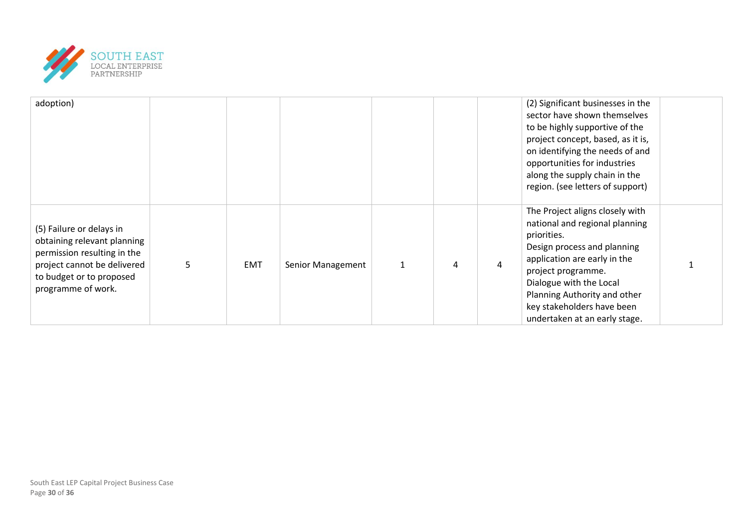| | | | | | | | | |
|---|---|---|---|---|---|---|---|---|
| adoption) | | | | | | | (2) Significant businesses in the sector have shown themselves to be highly supportive of the project concept, based, as it is, on identifying the needs of and opportunities for industries along the supply chain in the region. (see letters of support) | |
| (5) Failure or delays in obtaining relevant planning permission resulting in the project cannot be delivered to budget or to proposed programme of work. | 5 | EMT | Senior Management | 1 | 4 | 4 | The Project aligns closely with national and regional planning priorities.<br>Design process and planning application are early in the project programme.<br>Dialogue with the Local Planning Authority and other key stakeholders have been undertaken at an early stage. | 1 |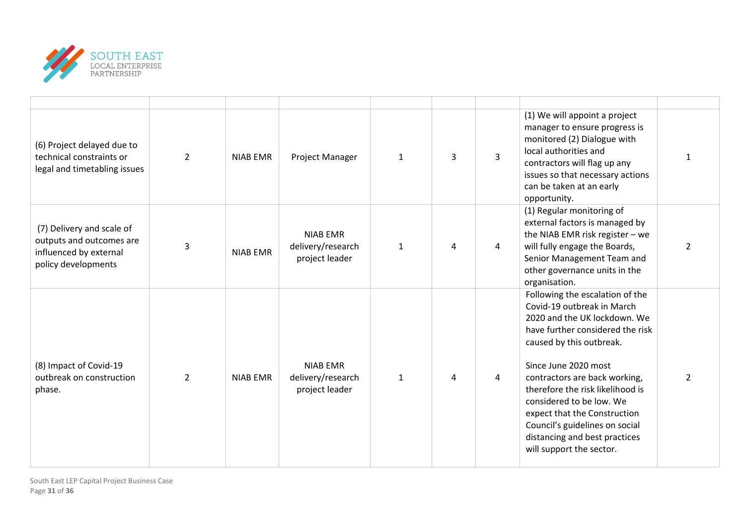| | | | | | | | | |
|---|---|---|---|---|---|---|---|---|
| (6) Project delayed due to technical constraints or legal and timetabling issues | 2 | NIAB EMR | Project Manager | 1 | 3 | 3 | (1) We will appoint a project manager to ensure progress is monitored (2) Dialogue with local authorities and contractors will flag up any issues so that necessary actions can be taken at an early opportunity. | 1 |
| (7) Delivery and scale of outputs and outcomes are influenced by external policy developments | 3 | NIAB EMR | NIAB EMR delivery/research project leader | 1 | 4 | 4 | (1) Regular monitoring of external factors is managed by the NIAB EMR risk register – we will fully engage the Boards, Senior Management Team and other governance units in the organisation. | 2 |
| (8) Impact of Covid-19 outbreak on construction phase. | 2 | NIAB EMR | NIAB EMR delivery/research project leader | 1 | 4 | 4 | Following the escalation of the Covid-19 outbreak in March 2020 and the UK lockdown. We have further considered the risk caused by this outbreak.<br><br>Since June 2020 most contractors are back working, therefore the risk likelihood is considered to be low. We expect that the Construction Council's guidelines on social distancing and best practices will support the sector. | 2 |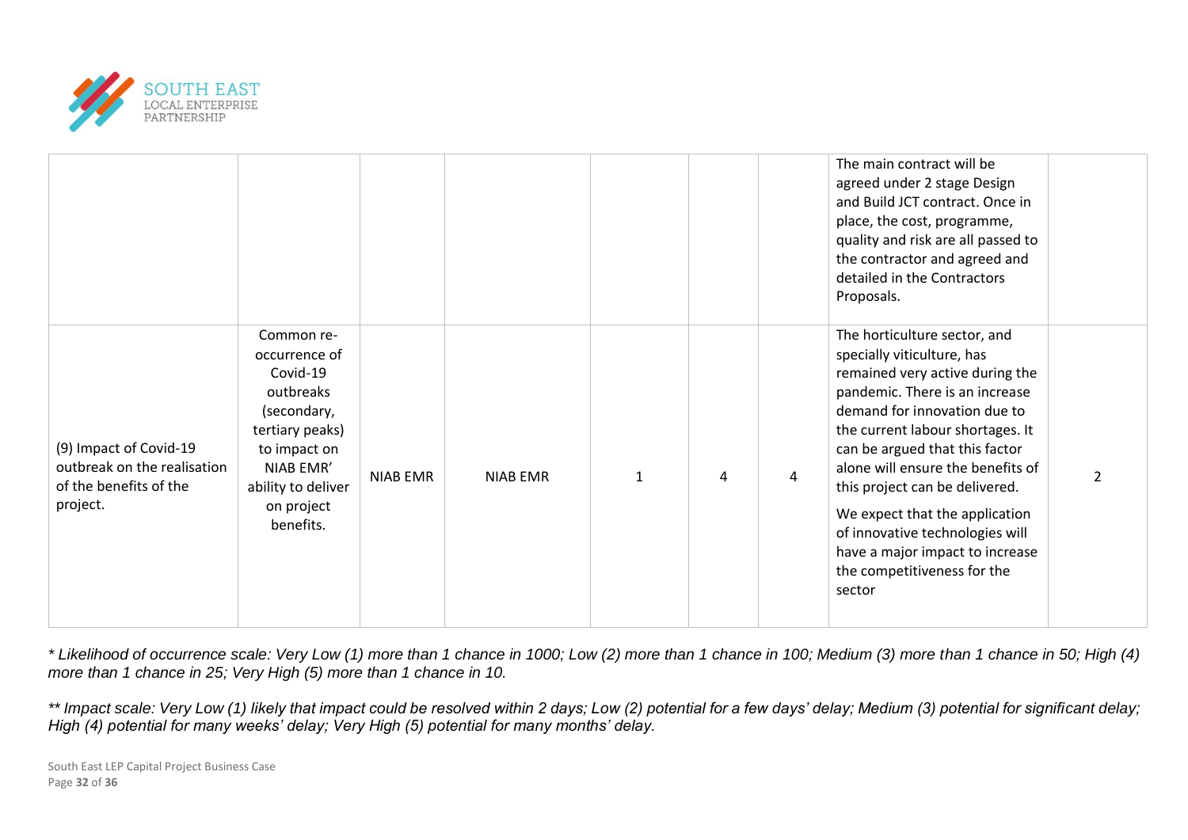| | | | | | | | | |
|---|---|---|---|---|---|---|---|---|
| | | | | | | | The main contract will be agreed under 2 stage Design and Build JCT contract. Once in place, the cost, programme, quality and risk are all passed to the contractor and agreed and detailed in the Contractors Proposals. | |
| (9) Impact of Covid-19 outbreak on the realisation of the benefits of the project. | Common re-occurrence of Covid-19 outbreaks (secondary, tertiary peaks) to impact on NIAB EMR' ability to deliver on project benefits. | NIAB EMR | NIAB EMR | 1 | 4 | 4 | The horticulture sector, and specially viticulture, has remained very active during the pandemic. There is an increase demand for innovation due to the current labour shortages. It can be argued that this factor alone will ensure the benefits of this project can be delivered.<br><br>We expect that the application of innovative technologies will have a major impact to increase the competitiveness for the sector | 2 |

*\* Likelihood of occurrence scale: Very Low (1) more than 1 chance in 1000; Low (2) more than 1 chance in 100; Medium (3) more than 1 chance in 50; High (4) more than 1 chance in 25; Very High (5) more than 1 chance in 10.*

*\*\* Impact scale: Very Low (1) likely that impact could be resolved within 2 days; Low (2) potential for a few days' delay; Medium (3) potential for significant delay; High (4) potential for many weeks' delay; Very High (5) potential for many months' delay.*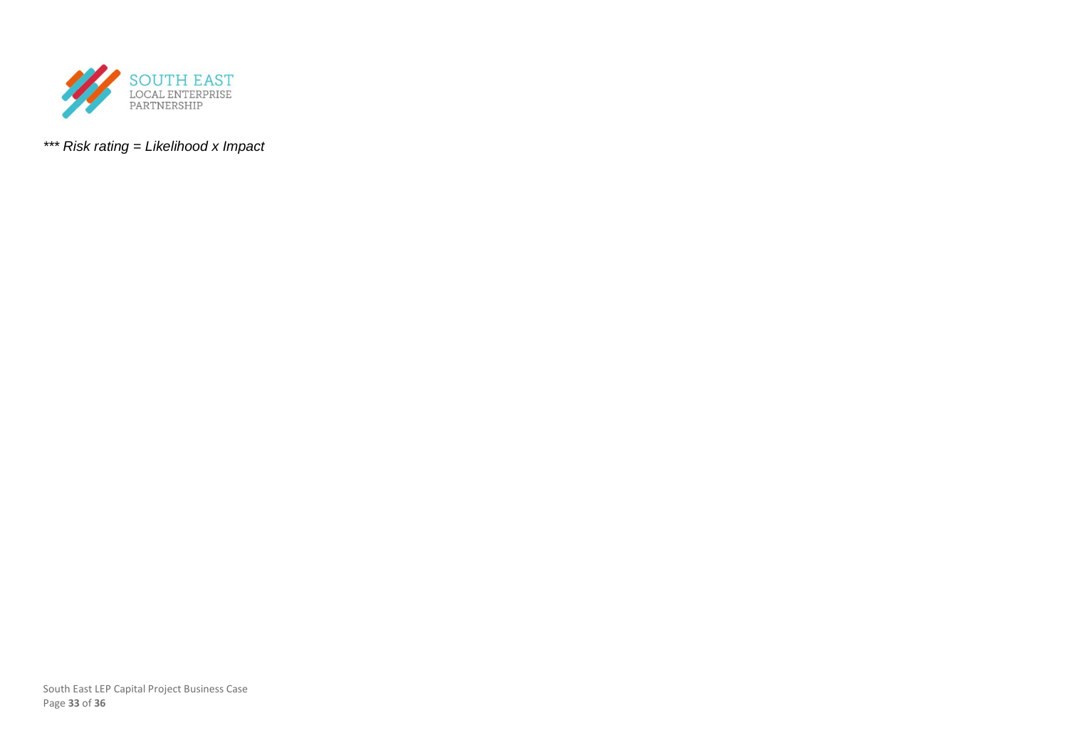*** Risk rating = Likelihood x Impact*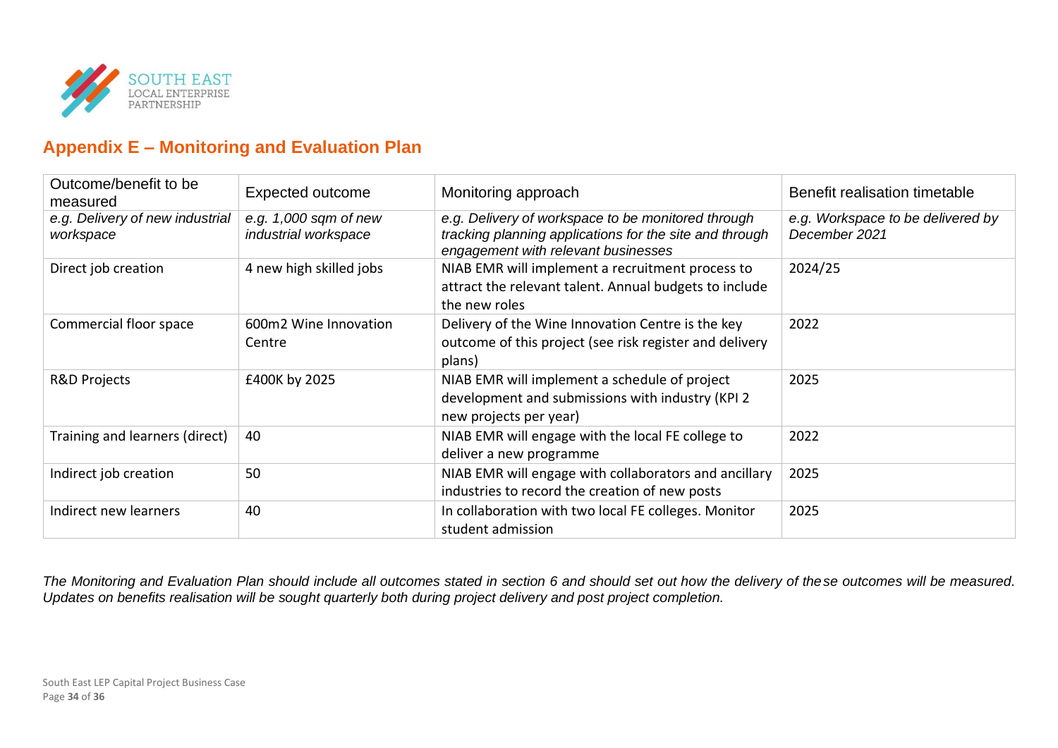## Appendix E – Monitoring and Evaluation Plan

| Outcome/benefit to be measured | Expected outcome | Monitoring approach | Benefit realisation timetable |
|---|---|---|---|
| *e.g. Delivery of new industrial workspace* | *e.g. 1,000 sqm of new industrial workspace* | *e.g. Delivery of workspace to be monitored through tracking planning applications for the site and through engagement with relevant businesses* | *e.g. Workspace to be delivered by December 2021* |
| Direct job creation | 4 new high skilled jobs | NIAB EMR will implement a recruitment process to attract the relevant talent. Annual budgets to include the new roles | 2024/25 |
| Commercial floor space | 600m2 Wine Innovation Centre | Delivery of the Wine Innovation Centre is the key outcome of this project (see risk register and delivery plans) | 2022 |
| R&D Projects | £400K by 2025 | NIAB EMR will implement a schedule of project development and submissions with industry (KPI 2 new projects per year) | 2025 |
| Training and learners (direct) | 40 | NIAB EMR will engage with the local FE college to deliver a new programme | 2022 |
| Indirect job creation | 50 | NIAB EMR will engage with collaborators and ancillary industries to record the creation of new posts | 2025 |
| Indirect new learners | 40 | In collaboration with two local FE colleges. Monitor student admission | 2025 |

*The Monitoring and Evaluation Plan should include all outcomes stated in section 6 and should set out how the delivery of these outcomes will be measured. Updates on benefits realisation will be sought quarterly both during project delivery and post project completion.*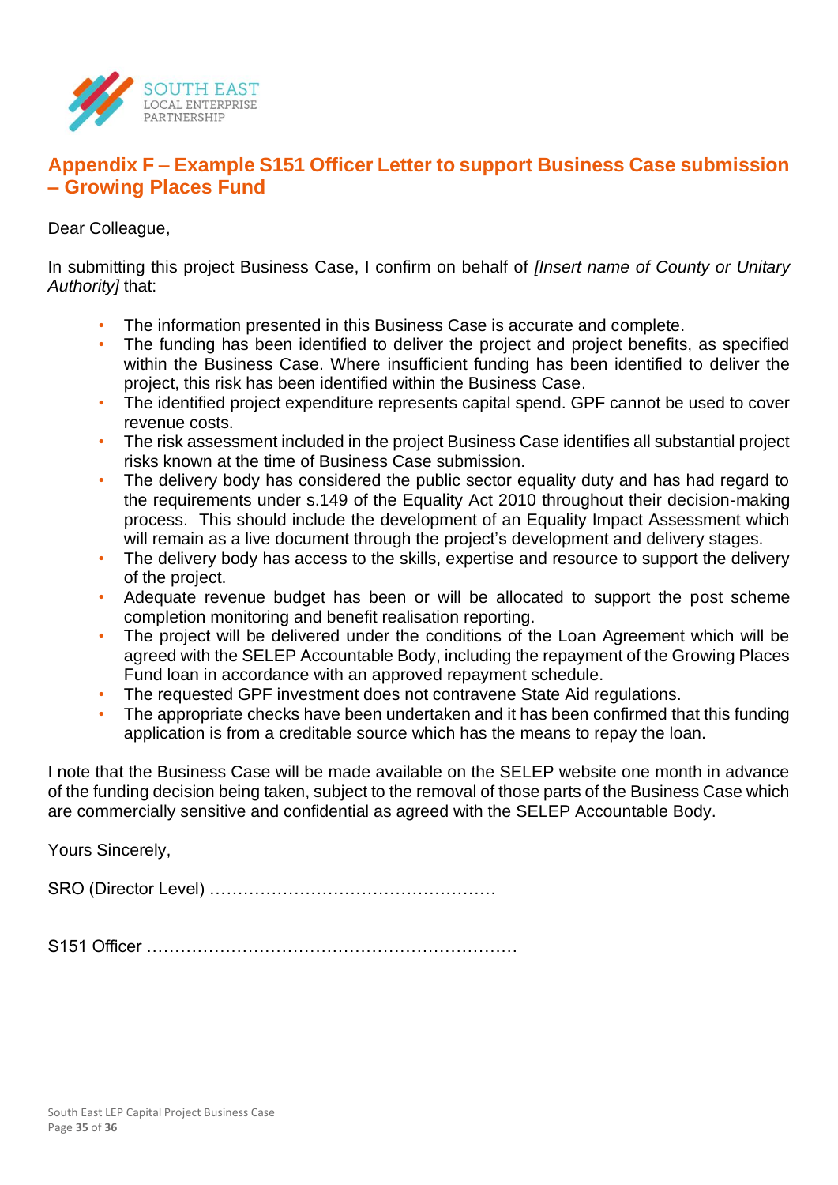## Appendix F – Example S151 Officer Letter to support Business Case submission – Growing Places Fund

Dear Colleague,

In submitting this project Business Case, I confirm on behalf of *[Insert name of County or Unitary Authority]* that:

- The information presented in this Business Case is accurate and complete.
- The funding has been identified to deliver the project and project benefits, as specified within the Business Case. Where insufficient funding has been identified to deliver the project, this risk has been identified within the Business Case.
- The identified project expenditure represents capital spend. GPF cannot be used to cover revenue costs.
- The risk assessment included in the project Business Case identifies all substantial project risks known at the time of Business Case submission.
- The delivery body has considered the public sector equality duty and has had regard to the requirements under s.149 of the Equality Act 2010 throughout their decision-making process. This should include the development of an Equality Impact Assessment which will remain as a live document through the project's development and delivery stages.
- The delivery body has access to the skills, expertise and resource to support the delivery of the project.
- Adequate revenue budget has been or will be allocated to support the post scheme completion monitoring and benefit realisation reporting.
- The project will be delivered under the conditions of the Loan Agreement which will be agreed with the SELEP Accountable Body, including the repayment of the Growing Places Fund loan in accordance with an approved repayment schedule.
- The requested GPF investment does not contravene State Aid regulations.
- The appropriate checks have been undertaken and it has been confirmed that this funding application is from a creditable source which has the means to repay the loan.

I note that the Business Case will be made available on the SELEP website one month in advance of the funding decision being taken, subject to the removal of those parts of the Business Case which are commercially sensitive and confidential as agreed with the SELEP Accountable Body.

Yours Sincerely,

SRO (Director Level) ……………………………………………

S151 Officer …………………………………………………………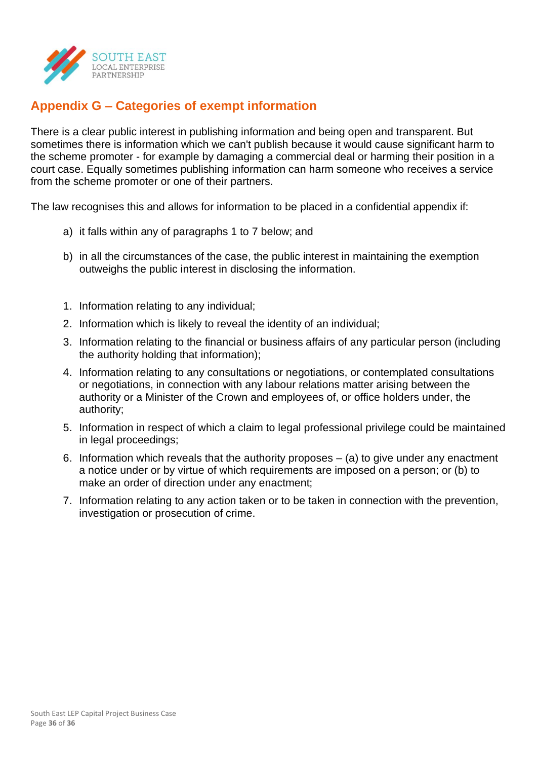## Appendix G – Categories of exempt information

There is a clear public interest in publishing information and being open and transparent. But sometimes there is information which we can't publish because it would cause significant harm to the scheme promoter - for example by damaging a commercial deal or harming their position in a court case. Equally sometimes publishing information can harm someone who receives a service from the scheme promoter or one of their partners.

The law recognises this and allows for information to be placed in a confidential appendix if:

a) it falls within any of paragraphs 1 to 7 below; and

b) in all the circumstances of the case, the public interest in maintaining the exemption outweighs the public interest in disclosing the information.

1. Information relating to any individual;
2. Information which is likely to reveal the identity of an individual;
3. Information relating to the financial or business affairs of any particular person (including the authority holding that information);
4. Information relating to any consultations or negotiations, or contemplated consultations or negotiations, in connection with any labour relations matter arising between the authority or a Minister of the Crown and employees of, or office holders under, the authority;
5. Information in respect of which a claim to legal professional privilege could be maintained in legal proceedings;
6. Information which reveals that the authority proposes – (a) to give under any enactment a notice under or by virtue of which requirements are imposed on a person; or (b) to make an order of direction under any enactment;
7. Information relating to any action taken or to be taken in connection with the prevention, investigation or prosecution of crime.